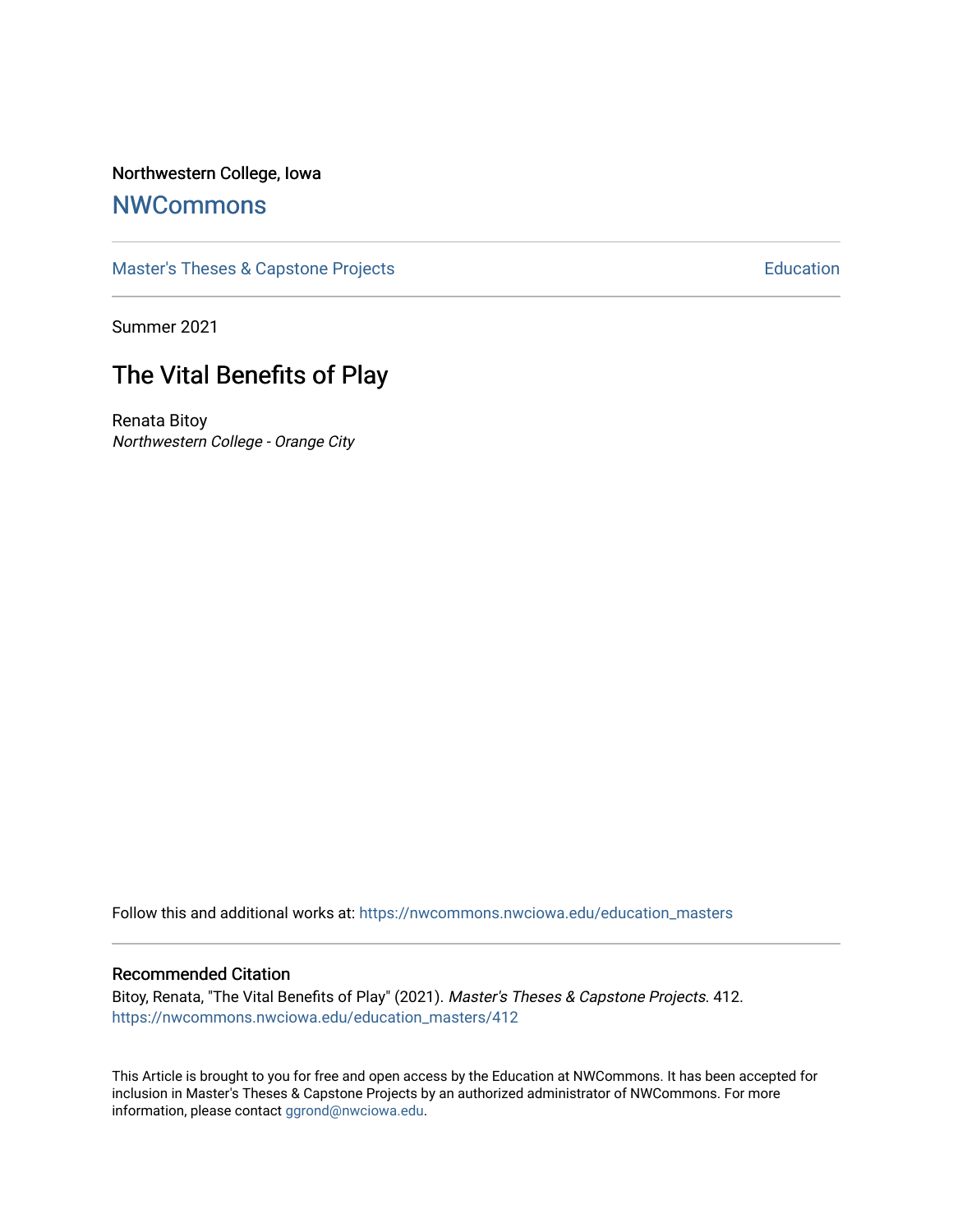Northwestern College, Iowa

# NWCommons

Master's Theses & Capstone Projects | Education

Summer 2021

## The Vital Benefits of Play

Renata Bitoy
*Northwestern College - Orange City*

Follow this and additional works at: https://nwcommons.nwciowa.edu/education_masters

### Recommended Citation

Bitoy, Renata, "The Vital Benefits of Play" (2021). *Master's Theses & Capstone Projects*. 412.
https://nwcommons.nwciowa.edu/education_masters/412

This Article is brought to you for free and open access by the Education at NWCommons. It has been accepted for inclusion in Master's Theses & Capstone Projects by an authorized administrator of NWCommons. For more information, please contact ggrond@nwciowa.edu.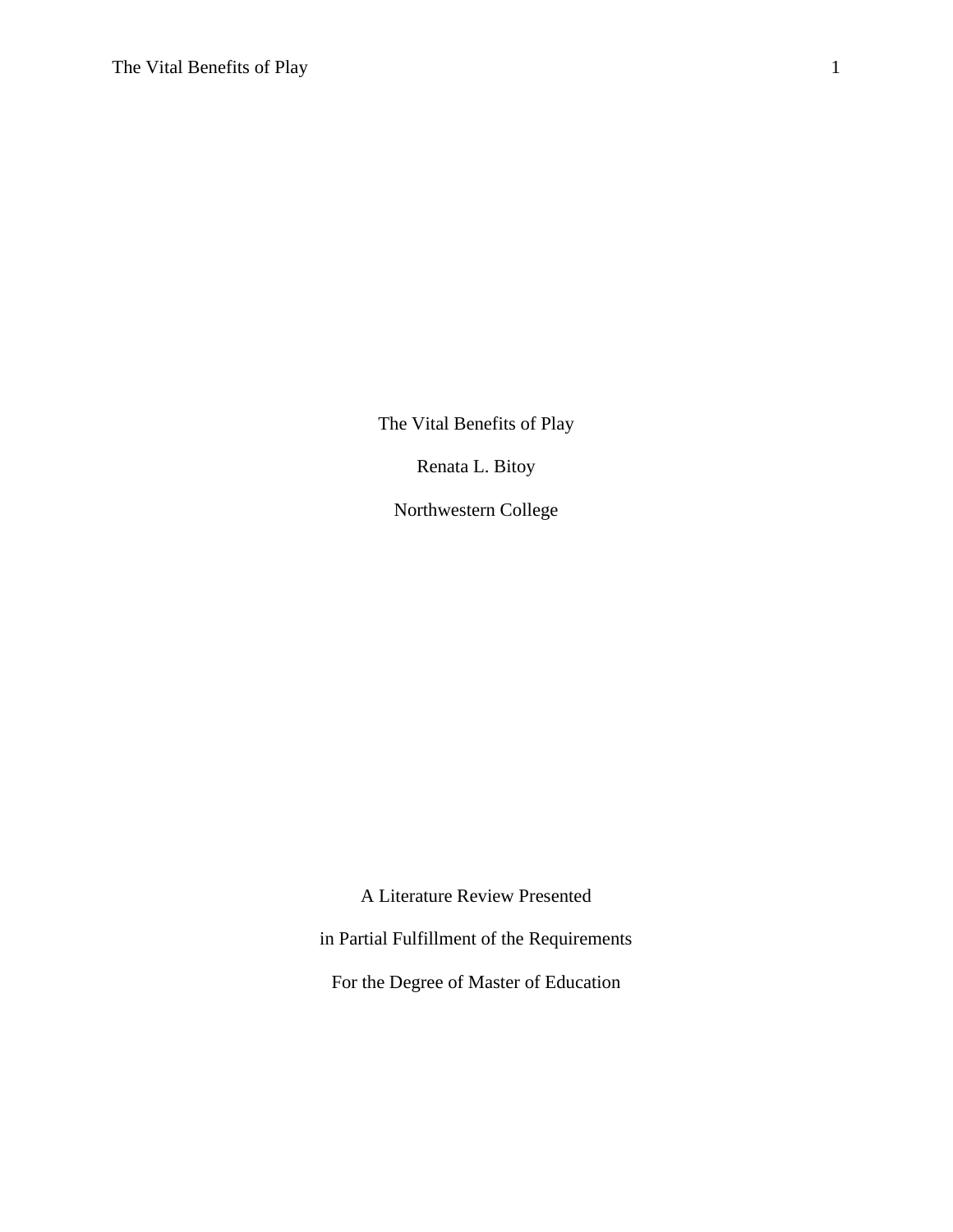The Vital Benefits of Play

Renata L. Bitoy

Northwestern College

A Literature Review Presented

in Partial Fulfillment of the Requirements

For the Degree of Master of Education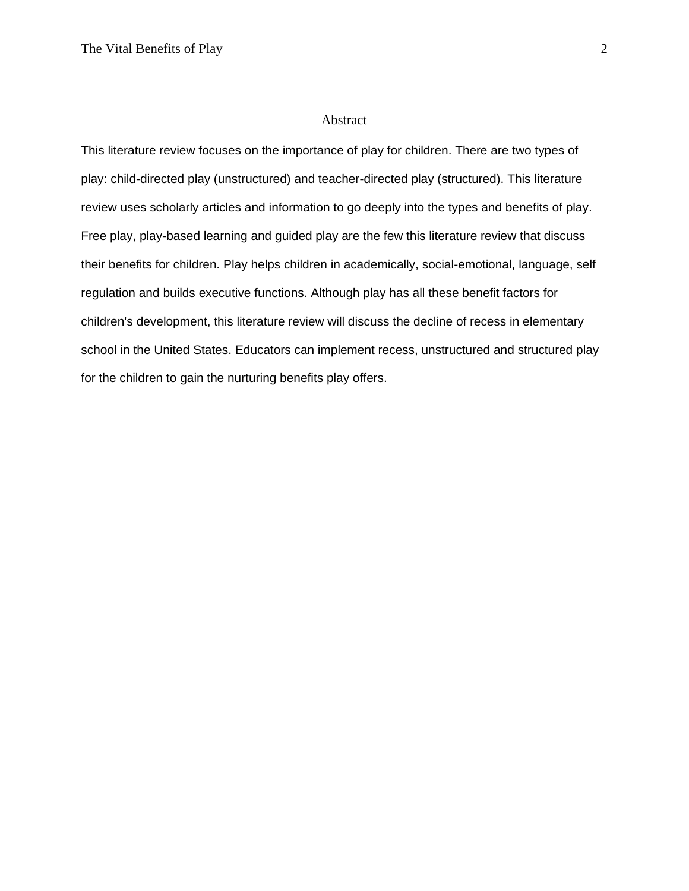# Abstract

This literature review focuses on the importance of play for children. There are two types of play: child-directed play (unstructured) and teacher-directed play (structured). This literature review uses scholarly articles and information to go deeply into the types and benefits of play. Free play, play-based learning and guided play are the few this literature review that discuss their benefits for children. Play helps children in academically, social-emotional, language, self regulation and builds executive functions. Although play has all these benefit factors for children's development, this literature review will discuss the decline of recess in elementary school in the United States. Educators can implement recess, unstructured and structured play for the children to gain the nurturing benefits play offers.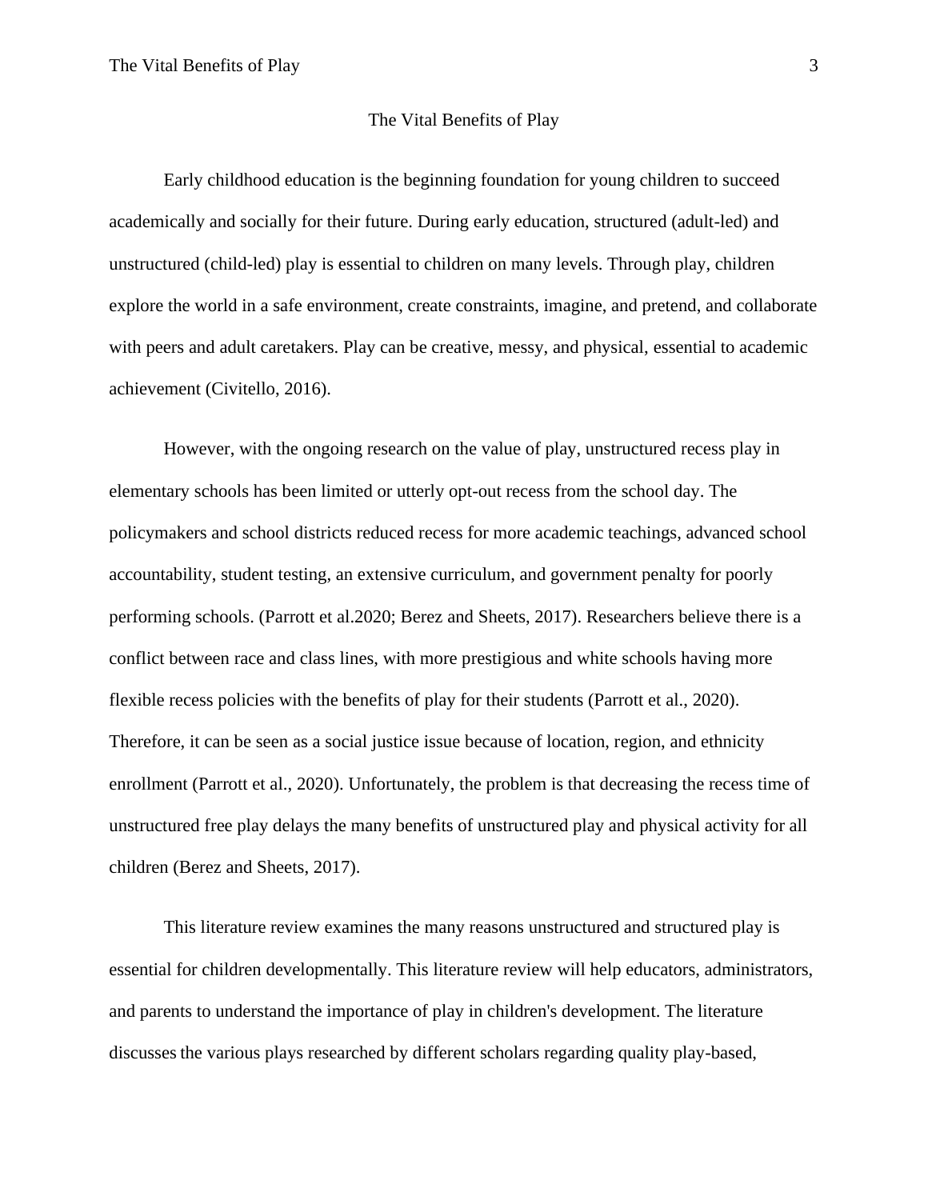# The Vital Benefits of Play

Early childhood education is the beginning foundation for young children to succeed academically and socially for their future. During early education, structured (adult-led) and unstructured (child-led) play is essential to children on many levels. Through play, children explore the world in a safe environment, create constraints, imagine, and pretend, and collaborate with peers and adult caretakers. Play can be creative, messy, and physical, essential to academic achievement (Civitello, 2016).

However, with the ongoing research on the value of play, unstructured recess play in elementary schools has been limited or utterly opt-out recess from the school day. The policymakers and school districts reduced recess for more academic teachings, advanced school accountability, student testing, an extensive curriculum, and government penalty for poorly performing schools. (Parrott et al.2020; Berez and Sheets, 2017). Researchers believe there is a conflict between race and class lines, with more prestigious and white schools having more flexible recess policies with the benefits of play for their students (Parrott et al., 2020). Therefore, it can be seen as a social justice issue because of location, region, and ethnicity enrollment (Parrott et al., 2020). Unfortunately, the problem is that decreasing the recess time of unstructured free play delays the many benefits of unstructured play and physical activity for all children (Berez and Sheets, 2017).

This literature review examines the many reasons unstructured and structured play is essential for children developmentally. This literature review will help educators, administrators, and parents to understand the importance of play in children's development. The literature discusses the various plays researched by different scholars regarding quality play-based,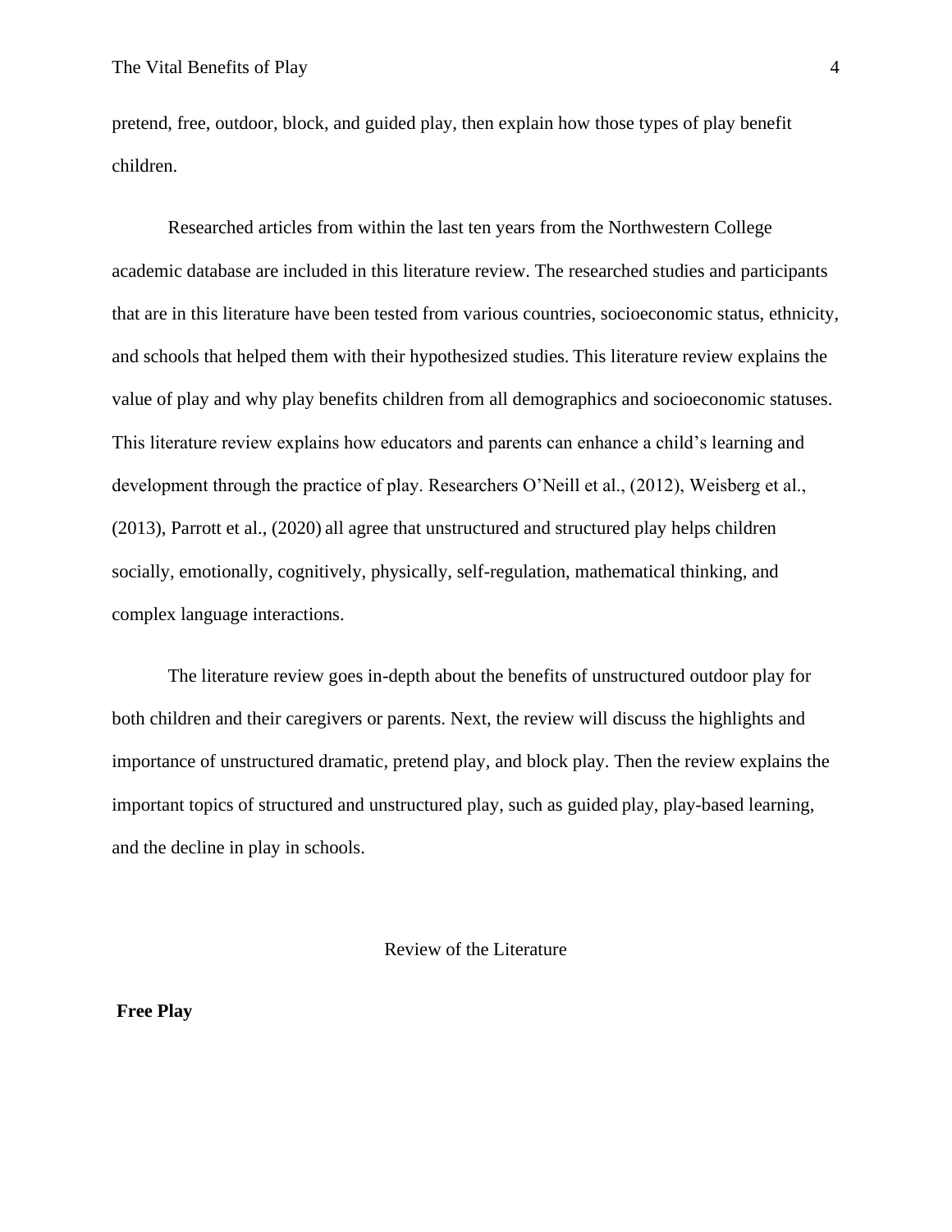pretend, free, outdoor, block, and guided play, then explain how those types of play benefit children.

Researched articles from within the last ten years from the Northwestern College academic database are included in this literature review. The researched studies and participants that are in this literature have been tested from various countries, socioeconomic status, ethnicity, and schools that helped them with their hypothesized studies. This literature review explains the value of play and why play benefits children from all demographics and socioeconomic statuses. This literature review explains how educators and parents can enhance a child's learning and development through the practice of play. Researchers O'Neill et al., (2012), Weisberg et al., (2013), Parrott et al., (2020) all agree that unstructured and structured play helps children socially, emotionally, cognitively, physically, self-regulation, mathematical thinking, and complex language interactions.

The literature review goes in-depth about the benefits of unstructured outdoor play for both children and their caregivers or parents. Next, the review will discuss the highlights and importance of unstructured dramatic, pretend play, and block play. Then the review explains the important topics of structured and unstructured play, such as guided play, play-based learning, and the decline in play in schools.

## Review of the Literature

### Free Play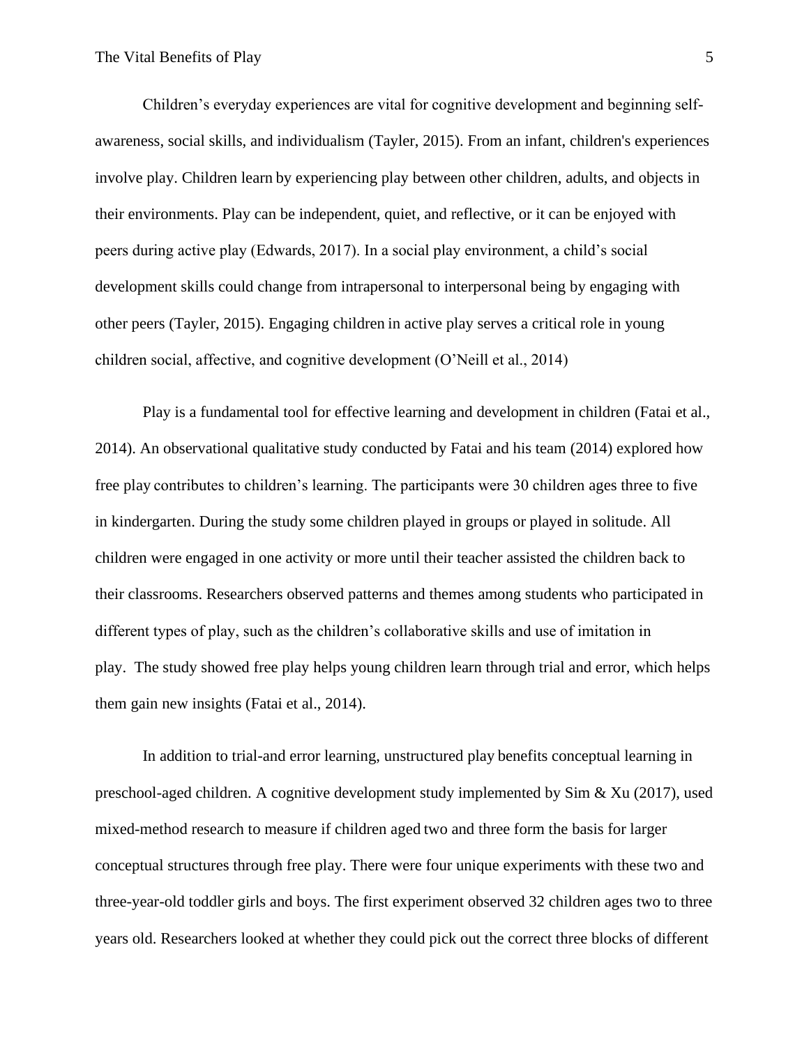Children's everyday experiences are vital for cognitive development and beginning self-awareness, social skills, and individualism (Tayler, 2015). From an infant, children's experiences involve play. Children learn by experiencing play between other children, adults, and objects in their environments. Play can be independent, quiet, and reflective, or it can be enjoyed with peers during active play (Edwards, 2017). In a social play environment, a child's social development skills could change from intrapersonal to interpersonal being by engaging with other peers (Tayler, 2015). Engaging children in active play serves a critical role in young children social, affective, and cognitive development (O'Neill et al., 2014)

Play is a fundamental tool for effective learning and development in children (Fatai et al., 2014). An observational qualitative study conducted by Fatai and his team (2014) explored how free play contributes to children's learning. The participants were 30 children ages three to five in kindergarten. During the study some children played in groups or played in solitude. All children were engaged in one activity or more until their teacher assisted the children back to their classrooms. Researchers observed patterns and themes among students who participated in different types of play, such as the children's collaborative skills and use of imitation in play. The study showed free play helps young children learn through trial and error, which helps them gain new insights (Fatai et al., 2014).

In addition to trial-and error learning, unstructured play benefits conceptual learning in preschool-aged children. A cognitive development study implemented by Sim & Xu (2017), used mixed-method research to measure if children aged two and three form the basis for larger conceptual structures through free play. There were four unique experiments with these two and three-year-old toddler girls and boys. The first experiment observed 32 children ages two to three years old. Researchers looked at whether they could pick out the correct three blocks of different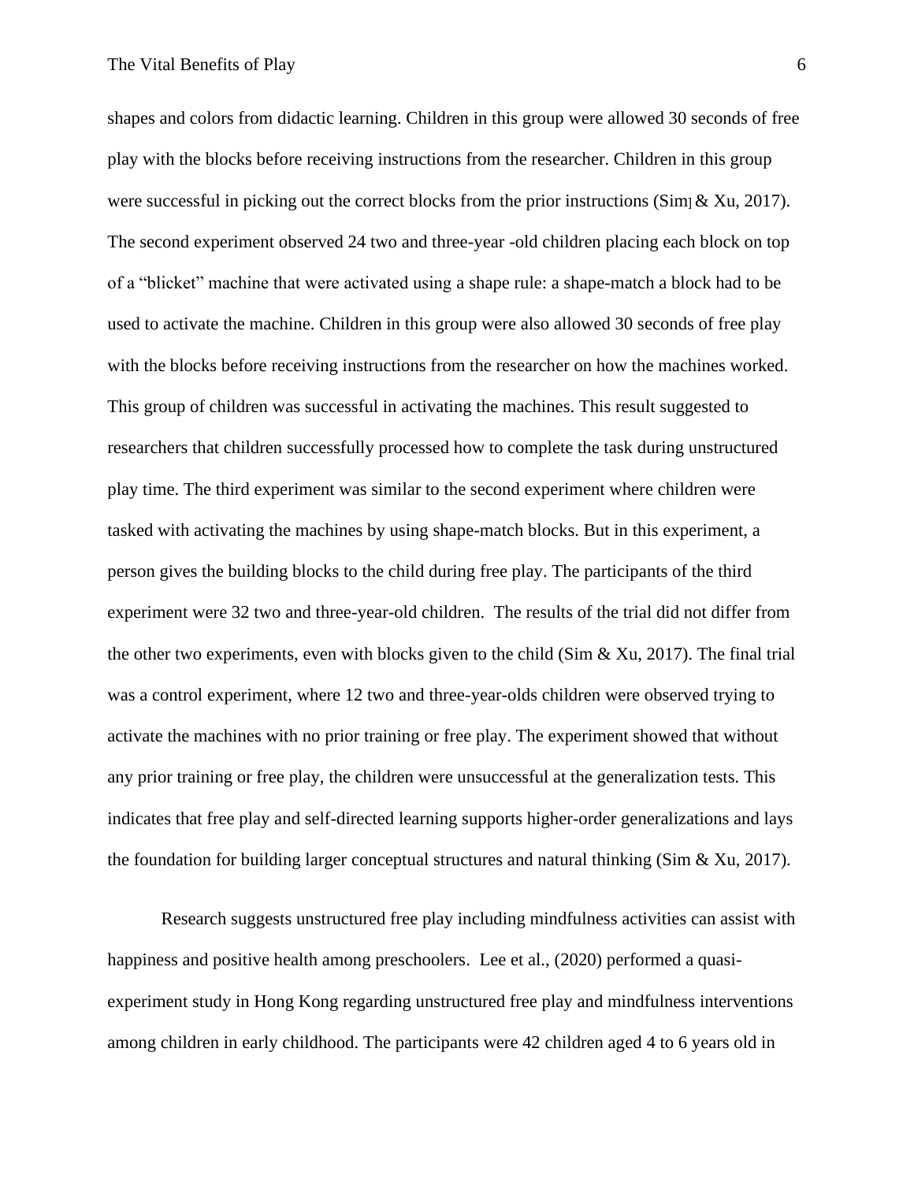shapes and colors from didactic learning. Children in this group were allowed 30 seconds of free play with the blocks before receiving instructions from the researcher. Children in this group were successful in picking out the correct blocks from the prior instructions (Sim & Xu, 2017). The second experiment observed 24 two and three-year -old children placing each block on top of a "blicket" machine that were activated using a shape rule: a shape-match a block had to be used to activate the machine. Children in this group were also allowed 30 seconds of free play with the blocks before receiving instructions from the researcher on how the machines worked. This group of children was successful in activating the machines. This result suggested to researchers that children successfully processed how to complete the task during unstructured play time. The third experiment was similar to the second experiment where children were tasked with activating the machines by using shape-match blocks. But in this experiment, a person gives the building blocks to the child during free play. The participants of the third experiment were 32 two and three-year-old children. The results of the trial did not differ from the other two experiments, even with blocks given to the child (Sim & Xu, 2017). The final trial was a control experiment, where 12 two and three-year-olds children were observed trying to activate the machines with no prior training or free play. The experiment showed that without any prior training or free play, the children were unsuccessful at the generalization tests. This indicates that free play and self-directed learning supports higher-order generalizations and lays the foundation for building larger conceptual structures and natural thinking (Sim & Xu, 2017).

Research suggests unstructured free play including mindfulness activities can assist with happiness and positive health among preschoolers. Lee et al., (2020) performed a quasi-experiment study in Hong Kong regarding unstructured free play and mindfulness interventions among children in early childhood. The participants were 42 children aged 4 to 6 years old in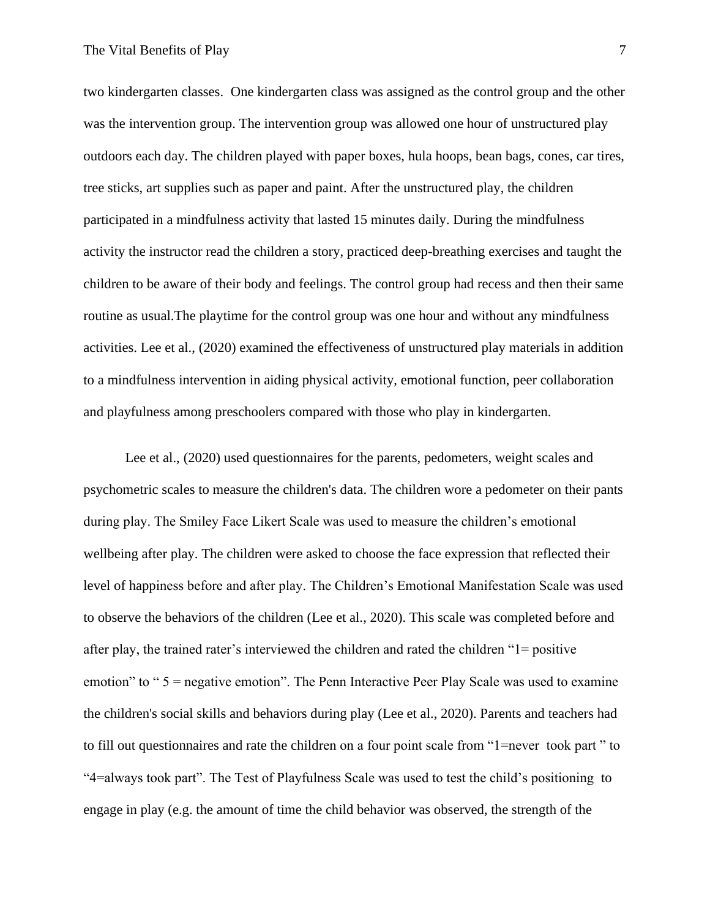two kindergarten classes.  One kindergarten class was assigned as the control group and the other was the intervention group. The intervention group was allowed one hour of unstructured play outdoors each day. The children played with paper boxes, hula hoops, bean bags, cones, car tires, tree sticks, art supplies such as paper and paint. After the unstructured play, the children participated in a mindfulness activity that lasted 15 minutes daily. During the mindfulness activity the instructor read the children a story, practiced deep-breathing exercises and taught the children to be aware of their body and feelings. The control group had recess and then their same routine as usual.The playtime for the control group was one hour and without any mindfulness activities. Lee et al., (2020) examined the effectiveness of unstructured play materials in addition to a mindfulness intervention in aiding physical activity, emotional function, peer collaboration and playfulness among preschoolers compared with those who play in kindergarten.

Lee et al., (2020) used questionnaires for the parents, pedometers, weight scales and psychometric scales to measure the children's data. The children wore a pedometer on their pants during play. The Smiley Face Likert Scale was used to measure the children's emotional wellbeing after play. The children were asked to choose the face expression that reflected their level of happiness before and after play. The Children's Emotional Manifestation Scale was used to observe the behaviors of the children (Lee et al., 2020). This scale was completed before and after play, the trained rater's interviewed the children and rated the children "1= positive emotion" to " 5 = negative emotion". The Penn Interactive Peer Play Scale was used to examine the children's social skills and behaviors during play (Lee et al., 2020). Parents and teachers had to fill out questionnaires and rate the children on a four point scale from "1=never  took part " to "4=always took part". The Test of Playfulness Scale was used to test the child's positioning  to engage in play (e.g. the amount of time the child behavior was observed, the strength of the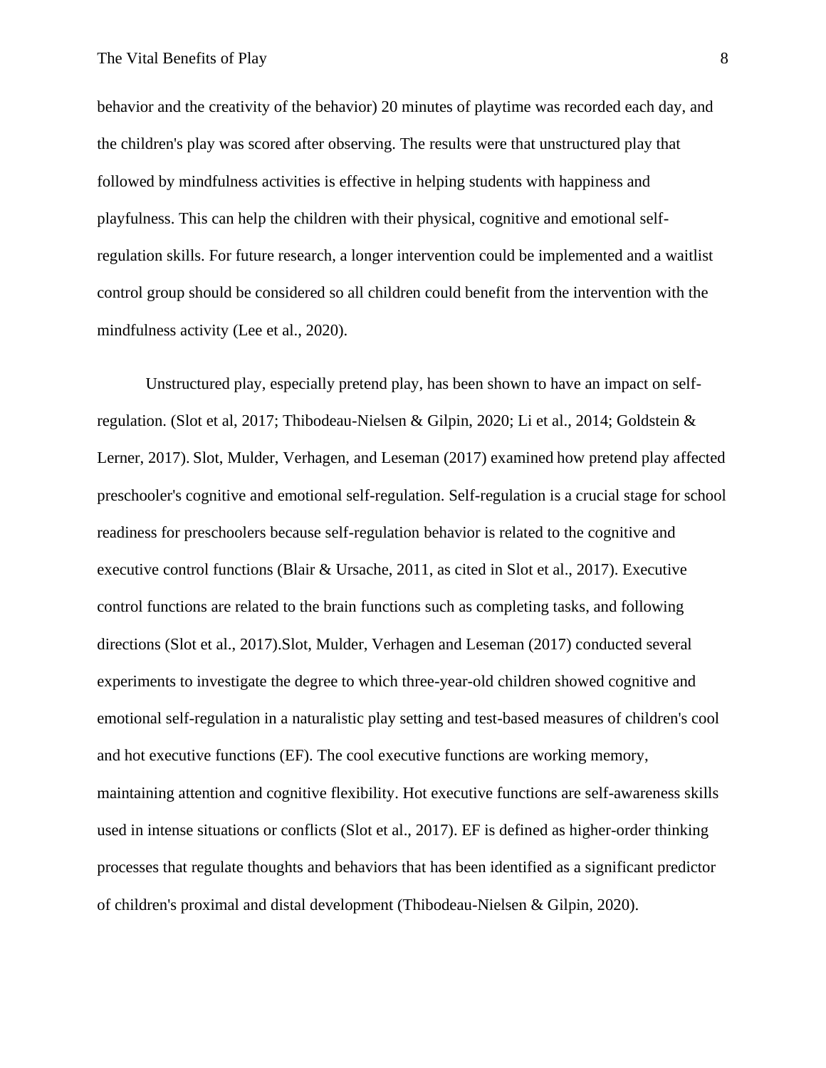behavior and the creativity of the behavior) 20 minutes of playtime was recorded each day, and the children's play was scored after observing. The results were that unstructured play that followed by mindfulness activities is effective in helping students with happiness and playfulness. This can help the children with their physical, cognitive and emotional self-regulation skills. For future research, a longer intervention could be implemented and a waitlist control group should be considered so all children could benefit from the intervention with the mindfulness activity (Lee et al., 2020).

Unstructured play, especially pretend play, has been shown to have an impact on self-regulation. (Slot et al, 2017; Thibodeau-Nielsen & Gilpin, 2020; Li et al., 2014; Goldstein & Lerner, 2017). Slot, Mulder, Verhagen, and Leseman (2017) examined how pretend play affected preschooler's cognitive and emotional self-regulation. Self-regulation is a crucial stage for school readiness for preschoolers because self-regulation behavior is related to the cognitive and executive control functions (Blair & Ursache, 2011, as cited in Slot et al., 2017). Executive control functions are related to the brain functions such as completing tasks, and following directions (Slot et al., 2017).Slot, Mulder, Verhagen and Leseman (2017) conducted several experiments to investigate the degree to which three-year-old children showed cognitive and emotional self-regulation in a naturalistic play setting and test-based measures of children's cool and hot executive functions (EF). The cool executive functions are working memory, maintaining attention and cognitive flexibility. Hot executive functions are self-awareness skills used in intense situations or conflicts (Slot et al., 2017). EF is defined as higher-order thinking processes that regulate thoughts and behaviors that has been identified as a significant predictor of children's proximal and distal development (Thibodeau-Nielsen & Gilpin, 2020).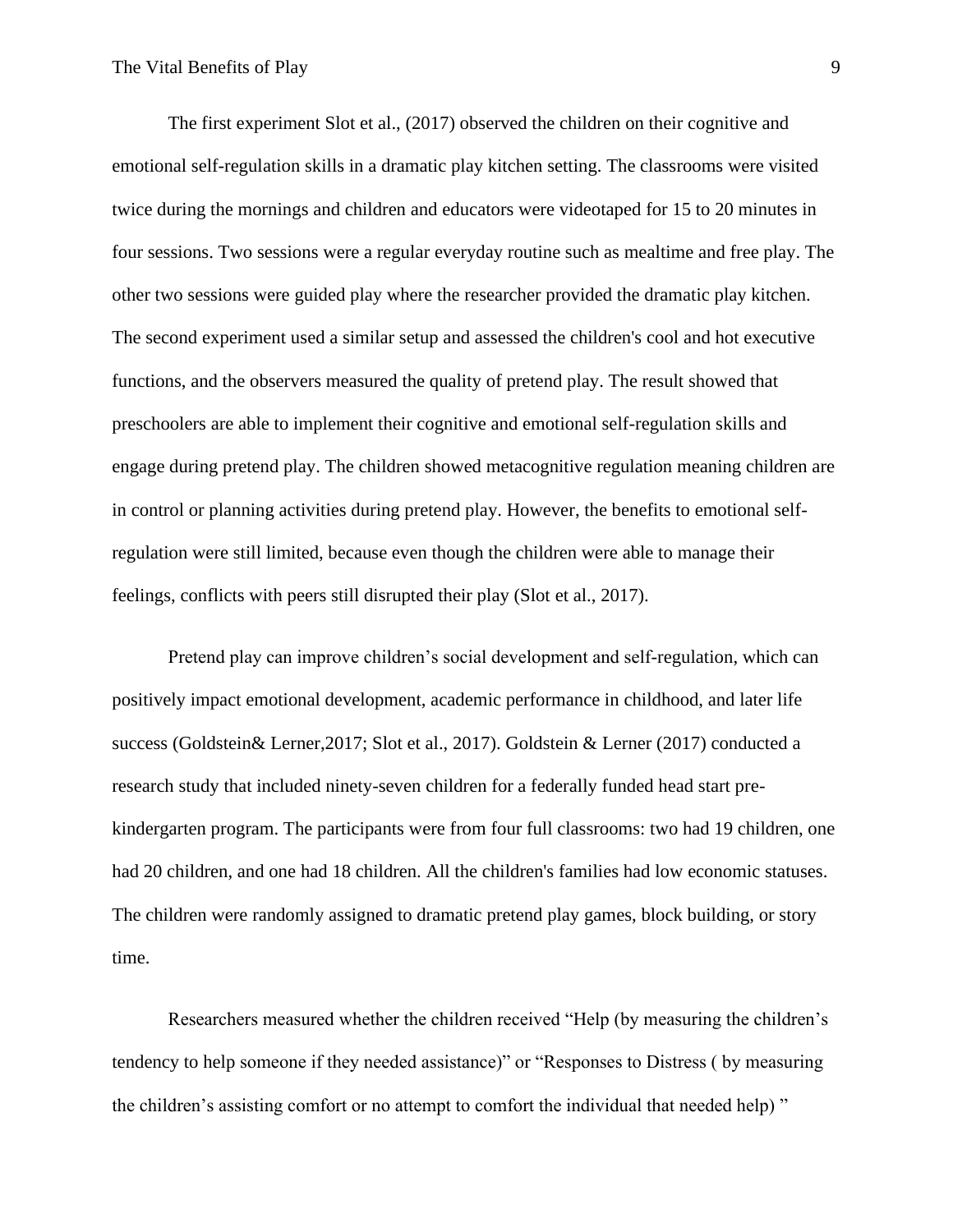The first experiment Slot et al., (2017) observed the children on their cognitive and emotional self-regulation skills in a dramatic play kitchen setting. The classrooms were visited twice during the mornings and children and educators were videotaped for 15 to 20 minutes in four sessions. Two sessions were a regular everyday routine such as mealtime and free play. The other two sessions were guided play where the researcher provided the dramatic play kitchen. The second experiment used a similar setup and assessed the children's cool and hot executive functions, and the observers measured the quality of pretend play. The result showed that preschoolers are able to implement their cognitive and emotional self-regulation skills and engage during pretend play. The children showed metacognitive regulation meaning children are in control or planning activities during pretend play. However, the benefits to emotional self-regulation were still limited, because even though the children were able to manage their feelings, conflicts with peers still disrupted their play (Slot et al., 2017).

Pretend play can improve children's social development and self-regulation, which can positively impact emotional development, academic performance in childhood, and later life success (Goldstein& Lerner,2017; Slot et al., 2017). Goldstein & Lerner (2017) conducted a research study that included ninety-seven children for a federally funded head start pre-kindergarten program. The participants were from four full classrooms: two had 19 children, one had 20 children, and one had 18 children. All the children's families had low economic statuses. The children were randomly assigned to dramatic pretend play games, block building, or story time.

Researchers measured whether the children received "Help (by measuring the children's tendency to help someone if they needed assistance)" or "Responses to Distress ( by measuring the children's assisting comfort or no attempt to comfort the individual that needed help) "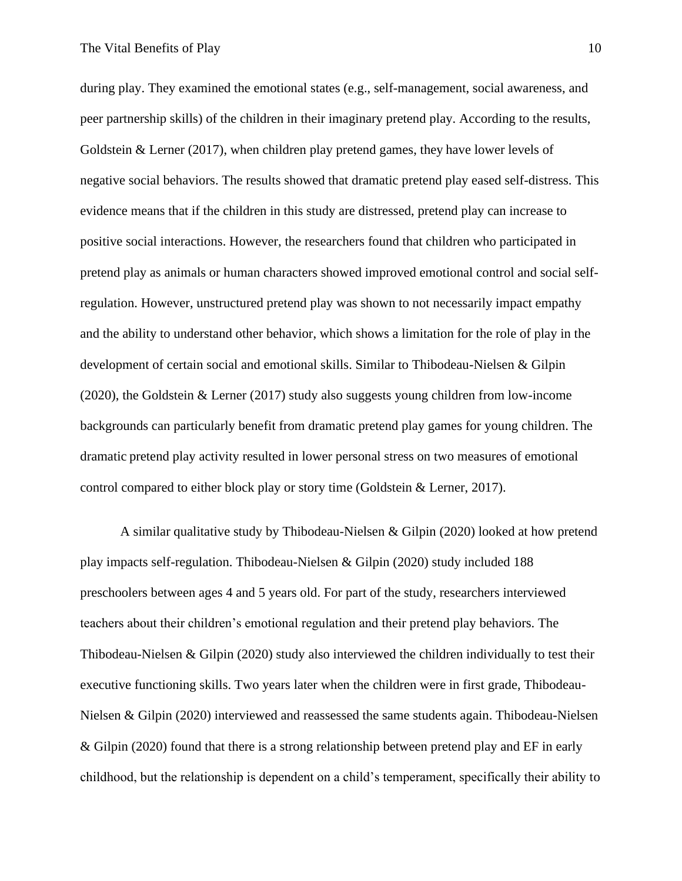during play. They examined the emotional states (e.g., self-management, social awareness, and peer partnership skills) of the children in their imaginary pretend play. According to the results, Goldstein & Lerner (2017), when children play pretend games, they have lower levels of negative social behaviors. The results showed that dramatic pretend play eased self-distress. This evidence means that if the children in this study are distressed, pretend play can increase to positive social interactions. However, the researchers found that children who participated in pretend play as animals or human characters showed improved emotional control and social self-regulation. However, unstructured pretend play was shown to not necessarily impact empathy and the ability to understand other behavior, which shows a limitation for the role of play in the development of certain social and emotional skills. Similar to Thibodeau-Nielsen & Gilpin (2020), the Goldstein & Lerner (2017) study also suggests young children from low-income backgrounds can particularly benefit from dramatic pretend play games for young children. The dramatic pretend play activity resulted in lower personal stress on two measures of emotional control compared to either block play or story time (Goldstein & Lerner, 2017).

A similar qualitative study by Thibodeau-Nielsen & Gilpin (2020) looked at how pretend play impacts self-regulation. Thibodeau-Nielsen & Gilpin (2020) study included 188 preschoolers between ages 4 and 5 years old. For part of the study, researchers interviewed teachers about their children's emotional regulation and their pretend play behaviors. The Thibodeau-Nielsen & Gilpin (2020) study also interviewed the children individually to test their executive functioning skills. Two years later when the children were in first grade, Thibodeau-Nielsen & Gilpin (2020) interviewed and reassessed the same students again. Thibodeau-Nielsen & Gilpin (2020) found that there is a strong relationship between pretend play and EF in early childhood, but the relationship is dependent on a child's temperament, specifically their ability to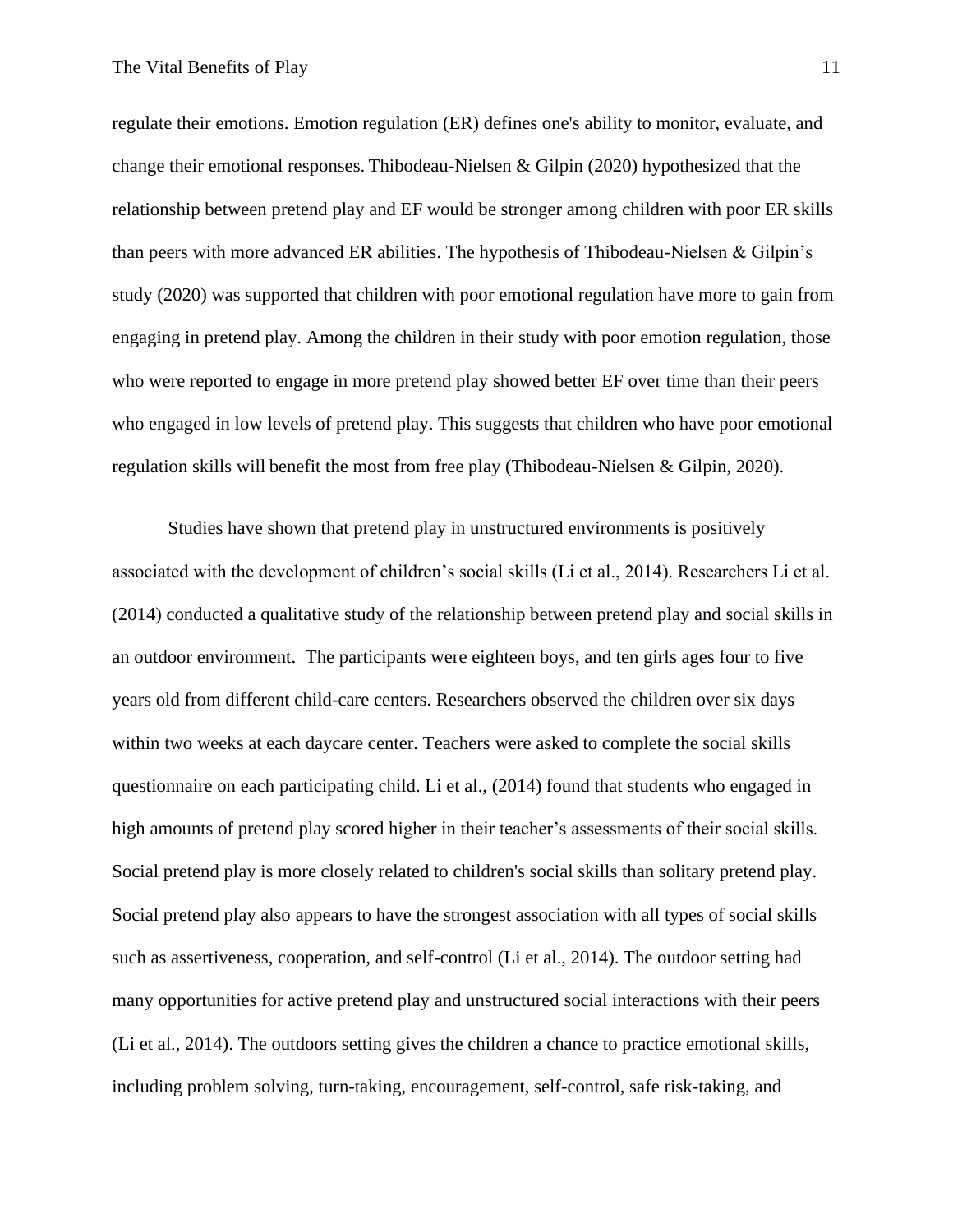regulate their emotions. Emotion regulation (ER) defines one's ability to monitor, evaluate, and change their emotional responses. Thibodeau-Nielsen & Gilpin (2020) hypothesized that the relationship between pretend play and EF would be stronger among children with poor ER skills than peers with more advanced ER abilities. The hypothesis of Thibodeau-Nielsen & Gilpin's study (2020) was supported that children with poor emotional regulation have more to gain from engaging in pretend play. Among the children in their study with poor emotion regulation, those who were reported to engage in more pretend play showed better EF over time than their peers who engaged in low levels of pretend play. This suggests that children who have poor emotional regulation skills will benefit the most from free play (Thibodeau-Nielsen & Gilpin, 2020).

Studies have shown that pretend play in unstructured environments is positively associated with the development of children's social skills (Li et al., 2014). Researchers Li et al. (2014) conducted a qualitative study of the relationship between pretend play and social skills in an outdoor environment. The participants were eighteen boys, and ten girls ages four to five years old from different child-care centers. Researchers observed the children over six days within two weeks at each daycare center. Teachers were asked to complete the social skills questionnaire on each participating child. Li et al., (2014) found that students who engaged in high amounts of pretend play scored higher in their teacher's assessments of their social skills. Social pretend play is more closely related to children's social skills than solitary pretend play. Social pretend play also appears to have the strongest association with all types of social skills such as assertiveness, cooperation, and self-control (Li et al., 2014). The outdoor setting had many opportunities for active pretend play and unstructured social interactions with their peers (Li et al., 2014). The outdoors setting gives the children a chance to practice emotional skills, including problem solving, turn-taking, encouragement, self-control, safe risk-taking, and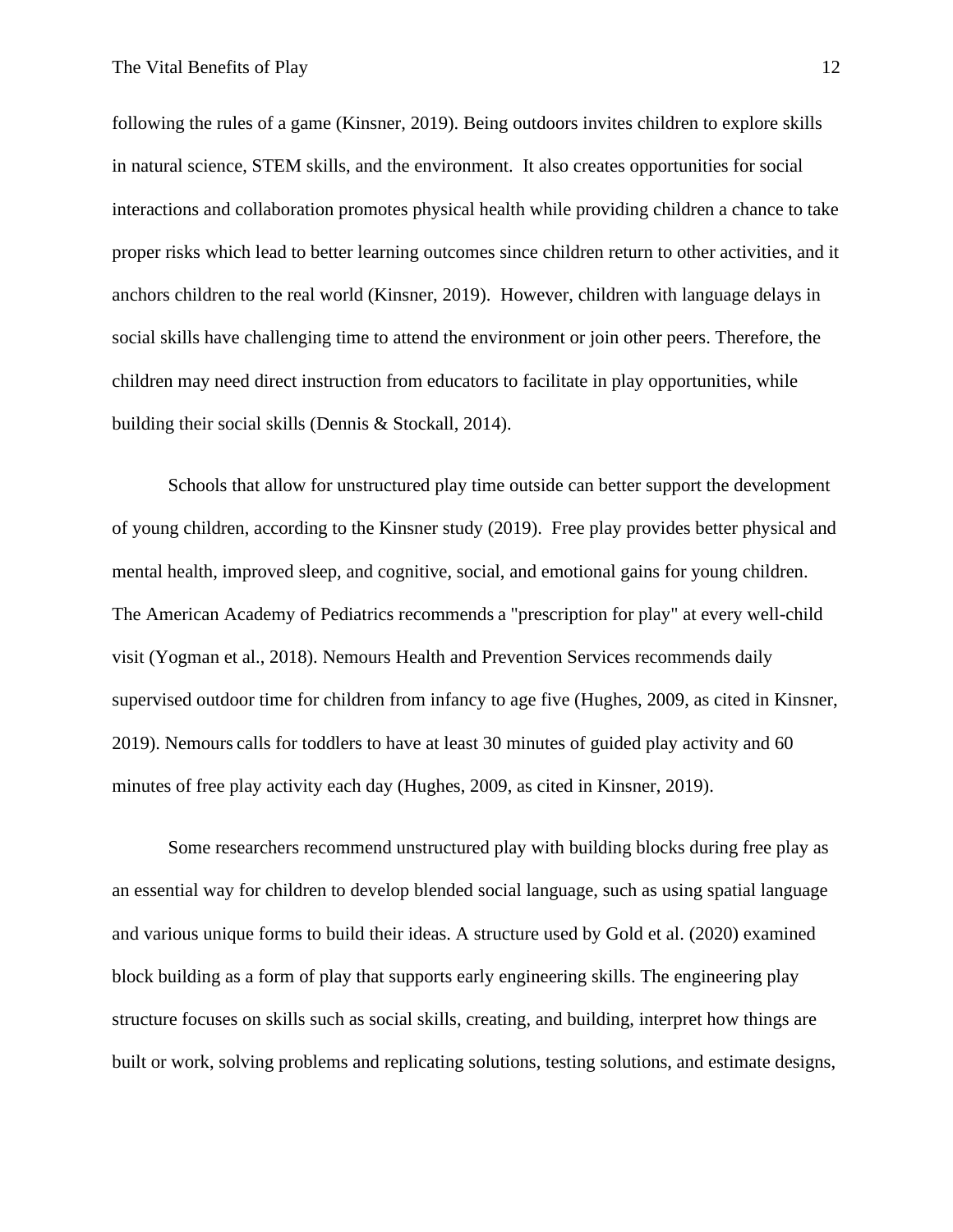following the rules of a game (Kinsner, 2019). Being outdoors invites children to explore skills in natural science, STEM skills, and the environment.  It also creates opportunities for social interactions and collaboration promotes physical health while providing children a chance to take proper risks which lead to better learning outcomes since children return to other activities, and it anchors children to the real world (Kinsner, 2019).  However, children with language delays in social skills have challenging time to attend the environment or join other peers. Therefore, the children may need direct instruction from educators to facilitate in play opportunities, while building their social skills (Dennis & Stockall, 2014).

Schools that allow for unstructured play time outside can better support the development of young children, according to the Kinsner study (2019).  Free play provides better physical and mental health, improved sleep, and cognitive, social, and emotional gains for young children. The American Academy of Pediatrics recommends a "prescription for play" at every well-child visit (Yogman et al., 2018). Nemours Health and Prevention Services recommends daily supervised outdoor time for children from infancy to age five (Hughes, 2009, as cited in Kinsner, 2019). Nemours calls for toddlers to have at least 30 minutes of guided play activity and 60 minutes of free play activity each day (Hughes, 2009, as cited in Kinsner, 2019).

Some researchers recommend unstructured play with building blocks during free play as an essential way for children to develop blended social language, such as using spatial language and various unique forms to build their ideas. A structure used by Gold et al. (2020) examined block building as a form of play that supports early engineering skills. The engineering play structure focuses on skills such as social skills, creating, and building, interpret how things are built or work, solving problems and replicating solutions, testing solutions, and estimate designs,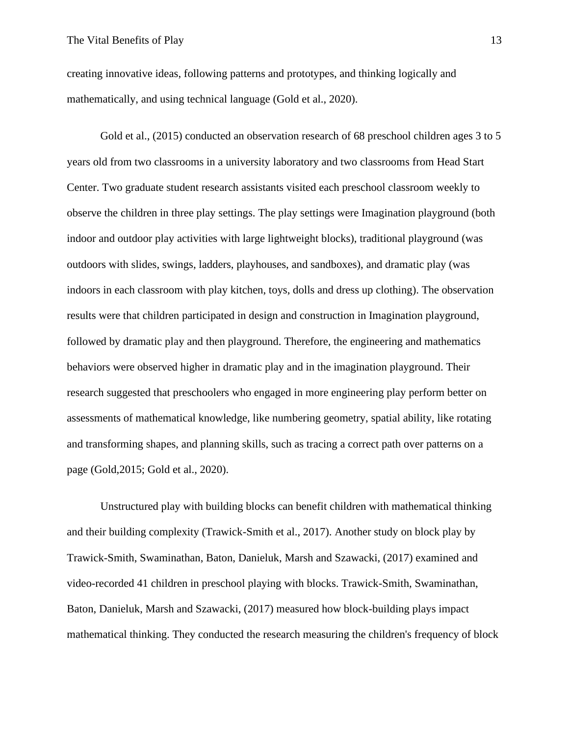creating innovative ideas, following patterns and prototypes, and thinking logically and mathematically, and using technical language (Gold et al., 2020).

Gold et al., (2015) conducted an observation research of 68 preschool children ages 3 to 5 years old from two classrooms in a university laboratory and two classrooms from Head Start Center. Two graduate student research assistants visited each preschool classroom weekly to observe the children in three play settings. The play settings were Imagination playground (both indoor and outdoor play activities with large lightweight blocks), traditional playground (was outdoors with slides, swings, ladders, playhouses, and sandboxes), and dramatic play (was indoors in each classroom with play kitchen, toys, dolls and dress up clothing). The observation results were that children participated in design and construction in Imagination playground, followed by dramatic play and then playground. Therefore, the engineering and mathematics behaviors were observed higher in dramatic play and in the imagination playground. Their research suggested that preschoolers who engaged in more engineering play perform better on assessments of mathematical knowledge, like numbering geometry, spatial ability, like rotating and transforming shapes, and planning skills, such as tracing a correct path over patterns on a page (Gold,2015; Gold et al., 2020).

Unstructured play with building blocks can benefit children with mathematical thinking and their building complexity (Trawick-Smith et al., 2017). Another study on block play by Trawick-Smith, Swaminathan, Baton, Danieluk, Marsh and Szawacki, (2017) examined and video-recorded 41 children in preschool playing with blocks. Trawick-Smith, Swaminathan, Baton, Danieluk, Marsh and Szawacki, (2017) measured how block-building plays impact mathematical thinking. They conducted the research measuring the children's frequency of block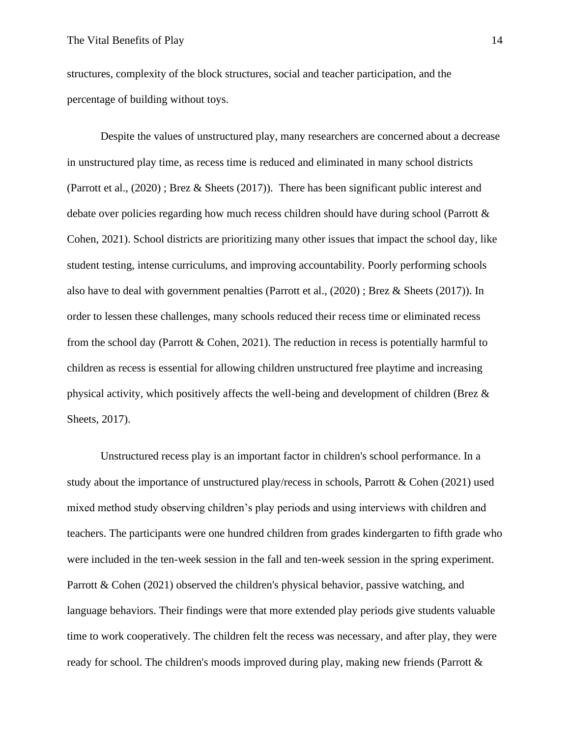structures, complexity of the block structures, social and teacher participation, and the percentage of building without toys.

Despite the values of unstructured play, many researchers are concerned about a decrease in unstructured play time, as recess time is reduced and eliminated in many school districts (Parrott et al., (2020) ; Brez & Sheets (2017)).  There has been significant public interest and debate over policies regarding how much recess children should have during school (Parrott & Cohen, 2021). School districts are prioritizing many other issues that impact the school day, like student testing, intense curriculums, and improving accountability. Poorly performing schools also have to deal with government penalties (Parrott et al., (2020) ; Brez & Sheets (2017)). In order to lessen these challenges, many schools reduced their recess time or eliminated recess from the school day (Parrott & Cohen, 2021). The reduction in recess is potentially harmful to children as recess is essential for allowing children unstructured free playtime and increasing physical activity, which positively affects the well-being and development of children (Brez & Sheets, 2017).

Unstructured recess play is an important factor in children's school performance. In a study about the importance of unstructured play/recess in schools, Parrott & Cohen (2021) used mixed method study observing children's play periods and using interviews with children and teachers. The participants were one hundred children from grades kindergarten to fifth grade who were included in the ten-week session in the fall and ten-week session in the spring experiment. Parrott & Cohen (2021) observed the children's physical behavior, passive watching, and language behaviors. Their findings were that more extended play periods give students valuable time to work cooperatively. The children felt the recess was necessary, and after play, they were ready for school. The children's moods improved during play, making new friends (Parrott &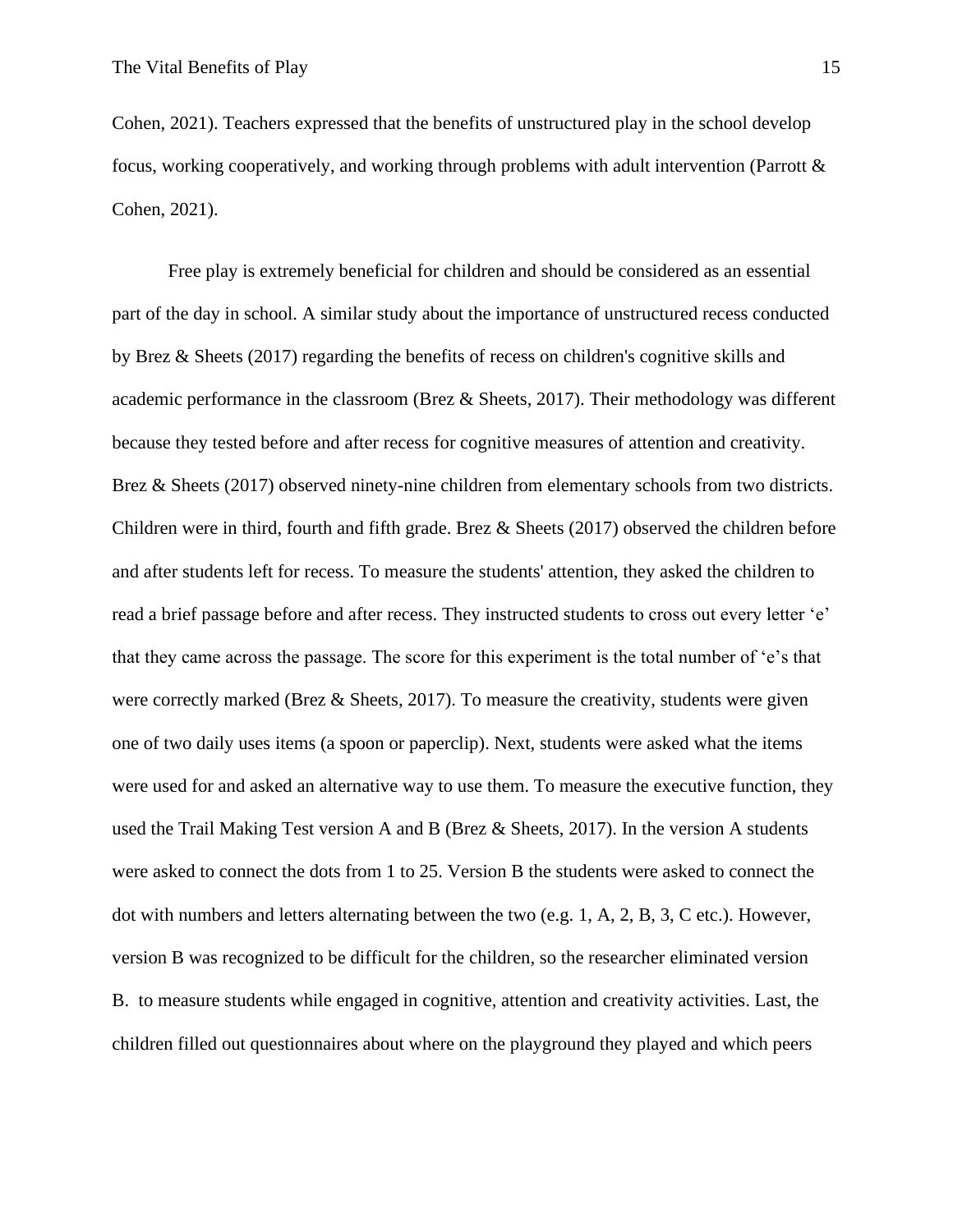Cohen, 2021). Teachers expressed that the benefits of unstructured play in the school develop focus, working cooperatively, and working through problems with adult intervention (Parrott & Cohen, 2021).

Free play is extremely beneficial for children and should be considered as an essential part of the day in school. A similar study about the importance of unstructured recess conducted by Brez & Sheets (2017) regarding the benefits of recess on children's cognitive skills and academic performance in the classroom (Brez & Sheets, 2017). Their methodology was different because they tested before and after recess for cognitive measures of attention and creativity. Brez & Sheets (2017) observed ninety-nine children from elementary schools from two districts. Children were in third, fourth and fifth grade. Brez & Sheets (2017) observed the children before and after students left for recess. To measure the students' attention, they asked the children to read a brief passage before and after recess. They instructed students to cross out every letter 'e' that they came across the passage. The score for this experiment is the total number of 'e's that were correctly marked (Brez & Sheets, 2017). To measure the creativity, students were given one of two daily uses items (a spoon or paperclip). Next, students were asked what the items were used for and asked an alternative way to use them. To measure the executive function, they used the Trail Making Test version A and B (Brez & Sheets, 2017). In the version A students were asked to connect the dots from 1 to 25. Version B the students were asked to connect the dot with numbers and letters alternating between the two (e.g. 1, A, 2, B, 3, C etc.). However, version B was recognized to be difficult for the children, so the researcher eliminated version B.  to measure students while engaged in cognitive, attention and creativity activities. Last, the children filled out questionnaires about where on the playground they played and which peers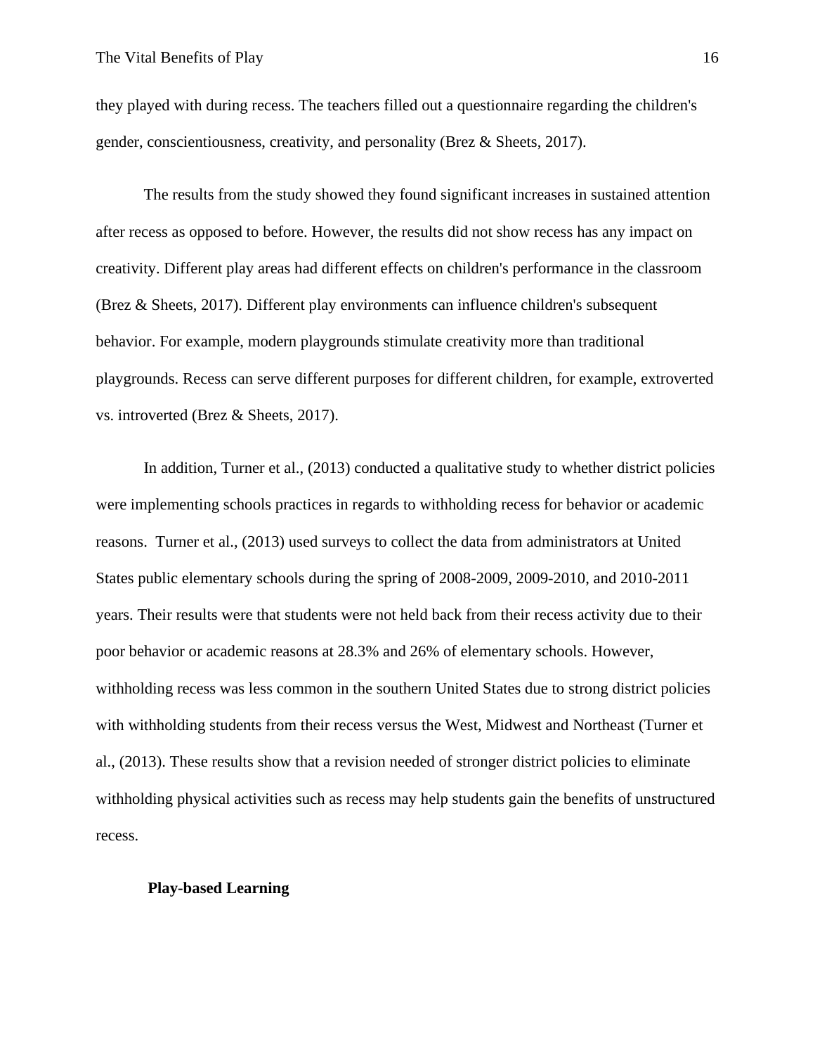they played with during recess. The teachers filled out a questionnaire regarding the children's gender, conscientiousness, creativity, and personality (Brez & Sheets, 2017).

The results from the study showed they found significant increases in sustained attention after recess as opposed to before. However, the results did not show recess has any impact on creativity. Different play areas had different effects on children's performance in the classroom (Brez & Sheets, 2017). Different play environments can influence children's subsequent behavior. For example, modern playgrounds stimulate creativity more than traditional playgrounds. Recess can serve different purposes for different children, for example, extroverted vs. introverted (Brez & Sheets, 2017).

In addition, Turner et al., (2013) conducted a qualitative study to whether district policies were implementing schools practices in regards to withholding recess for behavior or academic reasons.  Turner et al., (2013) used surveys to collect the data from administrators at United States public elementary schools during the spring of 2008-2009, 2009-2010, and 2010-2011 years. Their results were that students were not held back from their recess activity due to their poor behavior or academic reasons at 28.3% and 26% of elementary schools. However, withholding recess was less common in the southern United States due to strong district policies with withholding students from their recess versus the West, Midwest and Northeast (Turner et al., (2013). These results show that a revision needed of stronger district policies to eliminate withholding physical activities such as recess may help students gain the benefits of unstructured recess.

**Play-based Learning**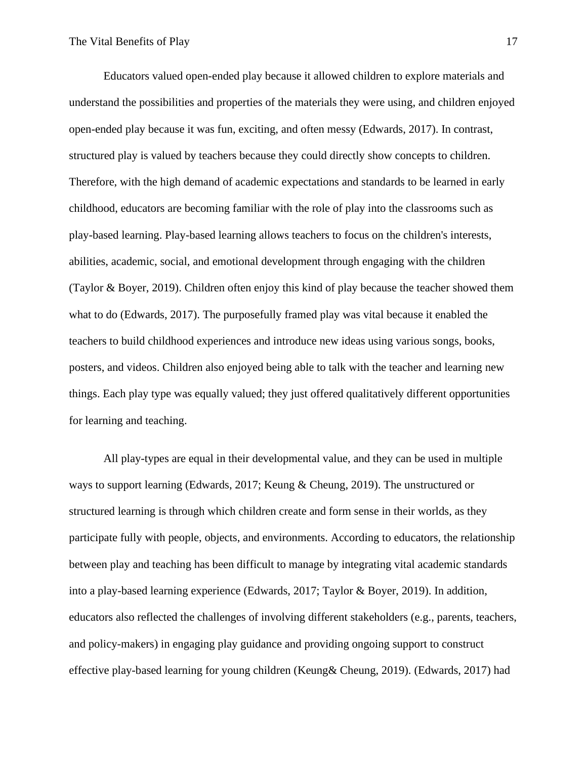Educators valued open-ended play because it allowed children to explore materials and understand the possibilities and properties of the materials they were using, and children enjoyed open-ended play because it was fun, exciting, and often messy (Edwards, 2017). In contrast, structured play is valued by teachers because they could directly show concepts to children. Therefore, with the high demand of academic expectations and standards to be learned in early childhood, educators are becoming familiar with the role of play into the classrooms such as play-based learning. Play-based learning allows teachers to focus on the children's interests, abilities, academic, social, and emotional development through engaging with the children (Taylor & Boyer, 2019). Children often enjoy this kind of play because the teacher showed them what to do (Edwards, 2017). The purposefully framed play was vital because it enabled the teachers to build childhood experiences and introduce new ideas using various songs, books, posters, and videos. Children also enjoyed being able to talk with the teacher and learning new things. Each play type was equally valued; they just offered qualitatively different opportunities for learning and teaching.

All play-types are equal in their developmental value, and they can be used in multiple ways to support learning (Edwards, 2017; Keung & Cheung, 2019). The unstructured or structured learning is through which children create and form sense in their worlds, as they participate fully with people, objects, and environments. According to educators, the relationship between play and teaching has been difficult to manage by integrating vital academic standards into a play-based learning experience (Edwards, 2017; Taylor & Boyer, 2019). In addition, educators also reflected the challenges of involving different stakeholders (e.g., parents, teachers, and policy-makers) in engaging play guidance and providing ongoing support to construct effective play-based learning for young children (Keung& Cheung, 2019). (Edwards, 2017) had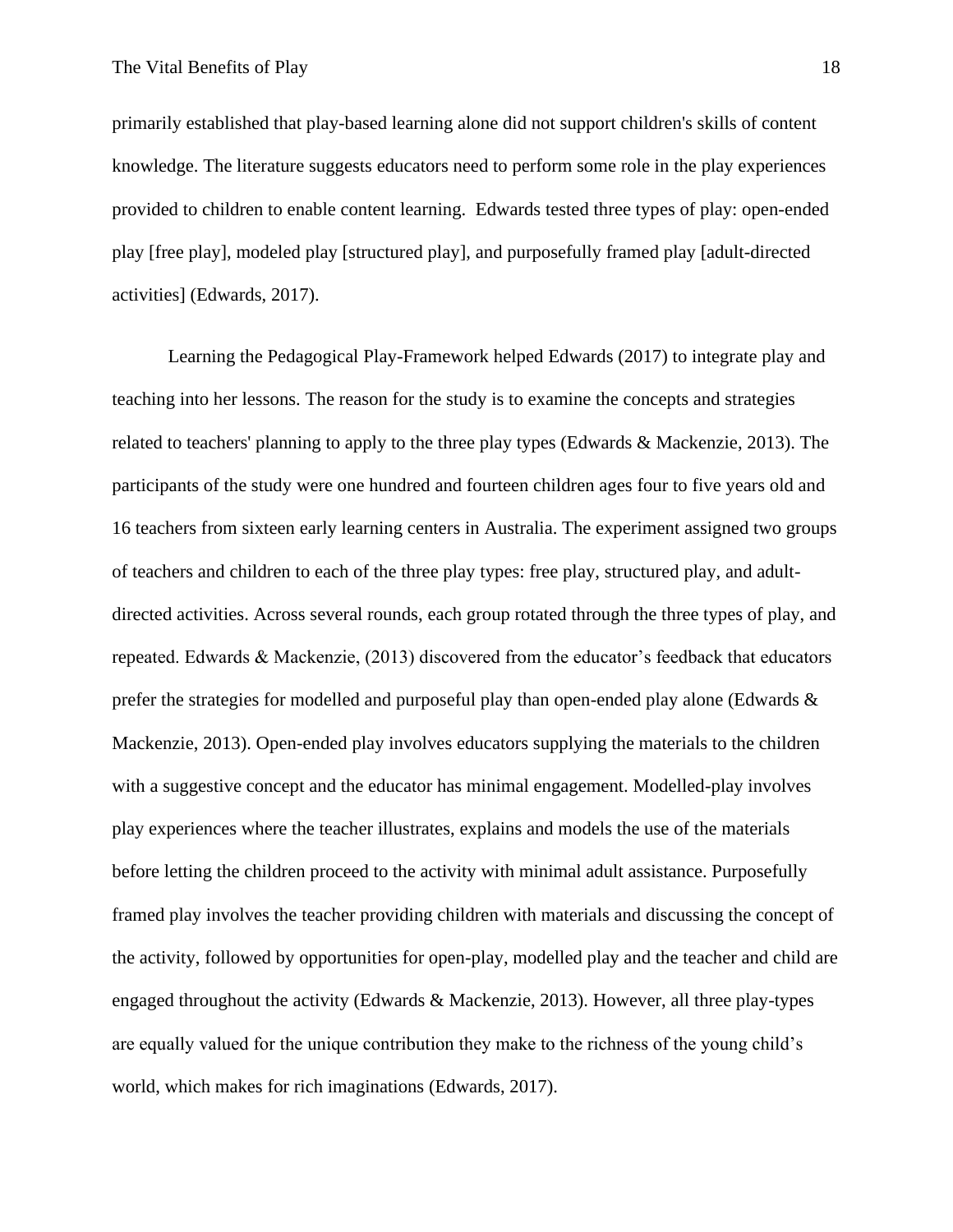primarily established that play-based learning alone did not support children's skills of content knowledge. The literature suggests educators need to perform some role in the play experiences provided to children to enable content learning. Edwards tested three types of play: open-ended play [free play], modeled play [structured play], and purposefully framed play [adult-directed activities] (Edwards, 2017).

Learning the Pedagogical Play-Framework helped Edwards (2017) to integrate play and teaching into her lessons. The reason for the study is to examine the concepts and strategies related to teachers' planning to apply to the three play types (Edwards & Mackenzie, 2013). The participants of the study were one hundred and fourteen children ages four to five years old and 16 teachers from sixteen early learning centers in Australia. The experiment assigned two groups of teachers and children to each of the three play types: free play, structured play, and adult-directed activities. Across several rounds, each group rotated through the three types of play, and repeated. Edwards & Mackenzie, (2013) discovered from the educator's feedback that educators prefer the strategies for modelled and purposeful play than open-ended play alone (Edwards & Mackenzie, 2013). Open-ended play involves educators supplying the materials to the children with a suggestive concept and the educator has minimal engagement. Modelled-play involves play experiences where the teacher illustrates, explains and models the use of the materials before letting the children proceed to the activity with minimal adult assistance. Purposefully framed play involves the teacher providing children with materials and discussing the concept of the activity, followed by opportunities for open-play, modelled play and the teacher and child are engaged throughout the activity (Edwards & Mackenzie, 2013). However, all three play-types are equally valued for the unique contribution they make to the richness of the young child's world, which makes for rich imaginations (Edwards, 2017).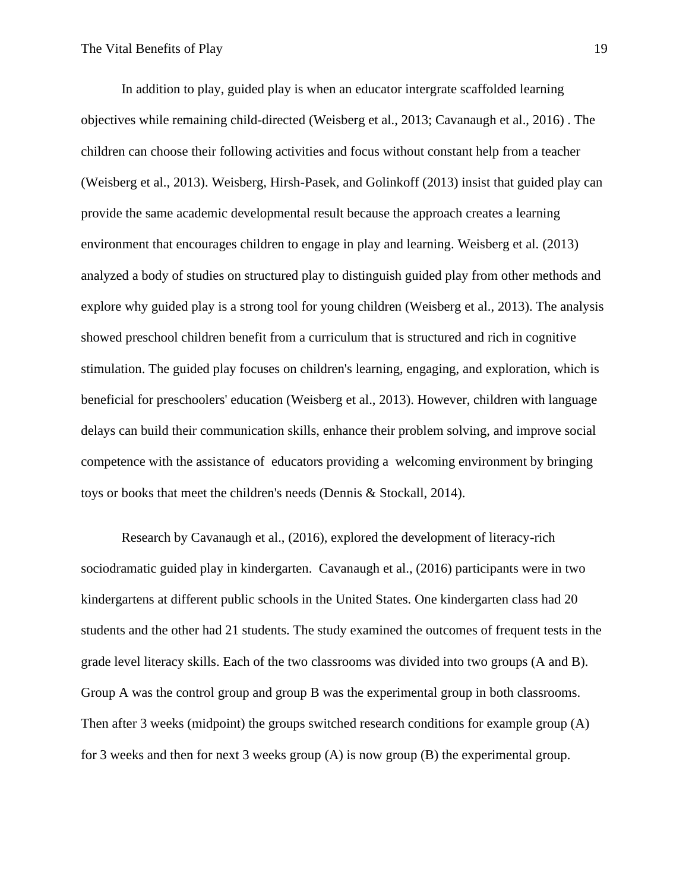In addition to play, guided play is when an educator intergrate scaffolded learning objectives while remaining child-directed (Weisberg et al., 2013; Cavanaugh et al., 2016) . The children can choose their following activities and focus without constant help from a teacher (Weisberg et al., 2013). Weisberg, Hirsh-Pasek, and Golinkoff (2013) insist that guided play can provide the same academic developmental result because the approach creates a learning environment that encourages children to engage in play and learning. Weisberg et al. (2013) analyzed a body of studies on structured play to distinguish guided play from other methods and explore why guided play is a strong tool for young children (Weisberg et al., 2013). The analysis showed preschool children benefit from a curriculum that is structured and rich in cognitive stimulation. The guided play focuses on children's learning, engaging, and exploration, which is beneficial for preschoolers' education (Weisberg et al., 2013). However, children with language delays can build their communication skills, enhance their problem solving, and improve social competence with the assistance of educators providing a welcoming environment by bringing toys or books that meet the children's needs (Dennis & Stockall, 2014).

Research by Cavanaugh et al., (2016), explored the development of literacy-rich sociodramatic guided play in kindergarten. Cavanaugh et al., (2016) participants were in two kindergartens at different public schools in the United States. One kindergarten class had 20 students and the other had 21 students. The study examined the outcomes of frequent tests in the grade level literacy skills. Each of the two classrooms was divided into two groups (A and B). Group A was the control group and group B was the experimental group in both classrooms. Then after 3 weeks (midpoint) the groups switched research conditions for example group (A) for 3 weeks and then for next 3 weeks group (A) is now group (B) the experimental group.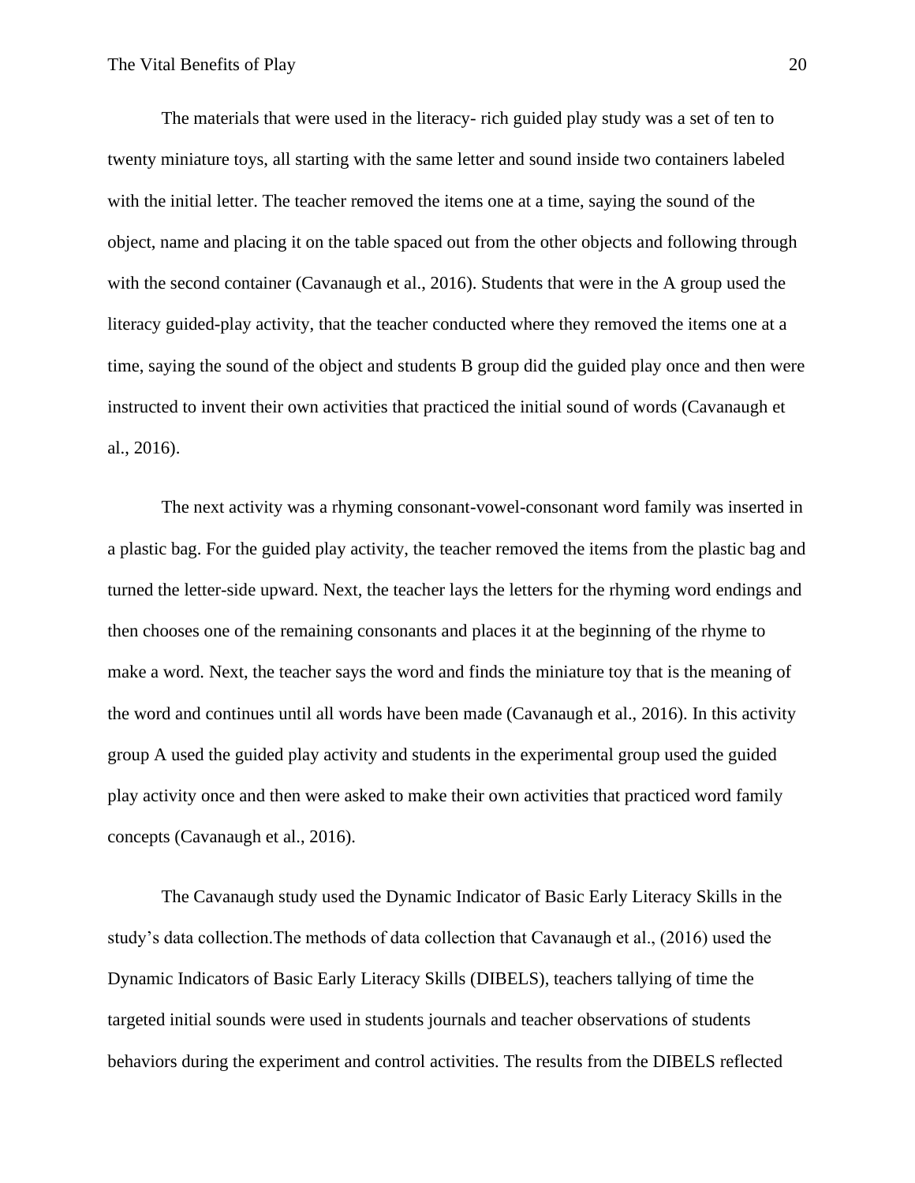The materials that were used in the literacy- rich guided play study was a set of ten to twenty miniature toys, all starting with the same letter and sound inside two containers labeled with the initial letter. The teacher removed the items one at a time, saying the sound of the object, name and placing it on the table spaced out from the other objects and following through with the second container (Cavanaugh et al., 2016). Students that were in the A group used the literacy guided-play activity, that the teacher conducted where they removed the items one at a time, saying the sound of the object and students B group did the guided play once and then were instructed to invent their own activities that practiced the initial sound of words (Cavanaugh et al., 2016).

The next activity was a rhyming consonant-vowel-consonant word family was inserted in a plastic bag. For the guided play activity, the teacher removed the items from the plastic bag and turned the letter-side upward. Next, the teacher lays the letters for the rhyming word endings and then chooses one of the remaining consonants and places it at the beginning of the rhyme to make a word. Next, the teacher says the word and finds the miniature toy that is the meaning of the word and continues until all words have been made (Cavanaugh et al., 2016). In this activity group A used the guided play activity and students in the experimental group used the guided play activity once and then were asked to make their own activities that practiced word family concepts (Cavanaugh et al., 2016).

The Cavanaugh study used the Dynamic Indicator of Basic Early Literacy Skills in the study's data collection.The methods of data collection that Cavanaugh et al., (2016) used the Dynamic Indicators of Basic Early Literacy Skills (DIBELS), teachers tallying of time the targeted initial sounds were used in students journals and teacher observations of students behaviors during the experiment and control activities. The results from the DIBELS reflected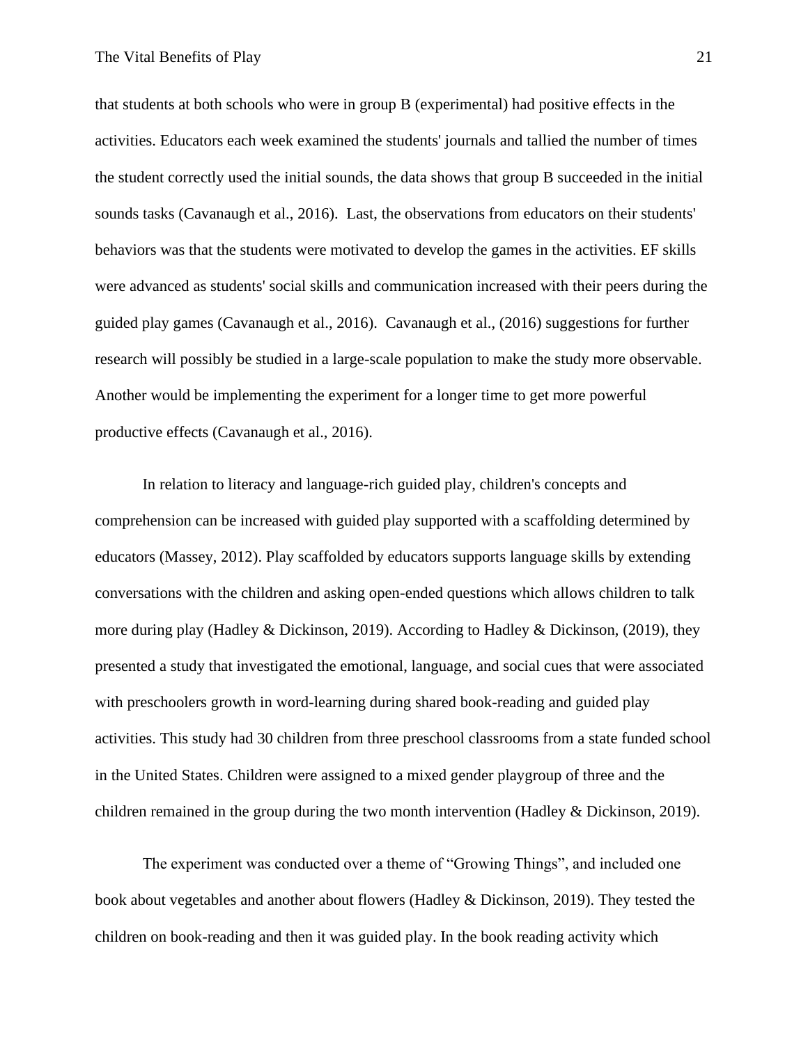that students at both schools who were in group B (experimental) had positive effects in the activities. Educators each week examined the students' journals and tallied the number of times the student correctly used the initial sounds, the data shows that group B succeeded in the initial sounds tasks (Cavanaugh et al., 2016). Last, the observations from educators on their students' behaviors was that the students were motivated to develop the games in the activities. EF skills were advanced as students' social skills and communication increased with their peers during the guided play games (Cavanaugh et al., 2016). Cavanaugh et al., (2016) suggestions for further research will possibly be studied in a large-scale population to make the study more observable. Another would be implementing the experiment for a longer time to get more powerful productive effects (Cavanaugh et al., 2016).

In relation to literacy and language-rich guided play, children's concepts and comprehension can be increased with guided play supported with a scaffolding determined by educators (Massey, 2012). Play scaffolded by educators supports language skills by extending conversations with the children and asking open-ended questions which allows children to talk more during play (Hadley & Dickinson, 2019). According to Hadley & Dickinson, (2019), they presented a study that investigated the emotional, language, and social cues that were associated with preschoolers growth in word-learning during shared book-reading and guided play activities. This study had 30 children from three preschool classrooms from a state funded school in the United States. Children were assigned to a mixed gender playgroup of three and the children remained in the group during the two month intervention (Hadley & Dickinson, 2019).

The experiment was conducted over a theme of “Growing Things”, and included one book about vegetables and another about flowers (Hadley & Dickinson, 2019). They tested the children on book-reading and then it was guided play. In the book reading activity which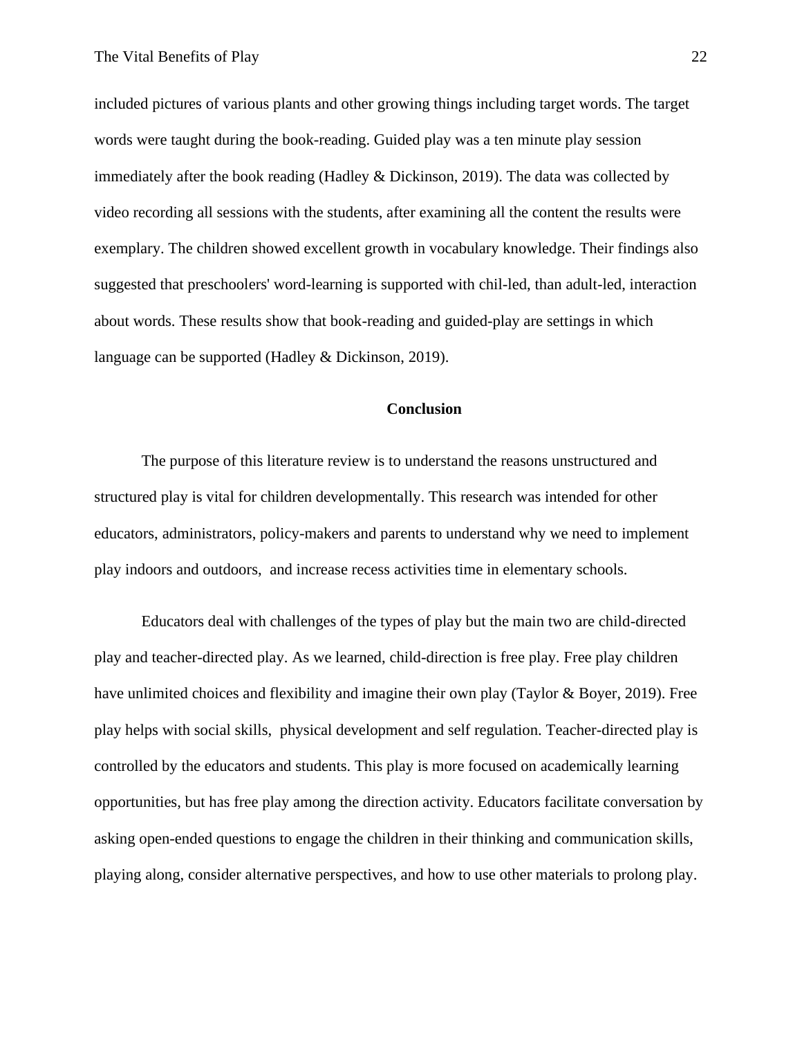included pictures of various plants and other growing things including target words. The target words were taught during the book-reading. Guided play was a ten minute play session immediately after the book reading (Hadley & Dickinson, 2019). The data was collected by video recording all sessions with the students, after examining all the content the results were exemplary. The children showed excellent growth in vocabulary knowledge. Their findings also suggested that preschoolers' word-learning is supported with chil-led, than adult-led, interaction about words. These results show that book-reading and guided-play are settings in which language can be supported (Hadley & Dickinson, 2019).

## Conclusion

The purpose of this literature review is to understand the reasons unstructured and structured play is vital for children developmentally. This research was intended for other educators, administrators, policy-makers and parents to understand why we need to implement play indoors and outdoors, and increase recess activities time in elementary schools.

Educators deal with challenges of the types of play but the main two are child-directed play and teacher-directed play. As we learned, child-direction is free play. Free play children have unlimited choices and flexibility and imagine their own play (Taylor & Boyer, 2019). Free play helps with social skills, physical development and self regulation. Teacher-directed play is controlled by the educators and students. This play is more focused on academically learning opportunities, but has free play among the direction activity. Educators facilitate conversation by asking open-ended questions to engage the children in their thinking and communication skills, playing along, consider alternative perspectives, and how to use other materials to prolong play.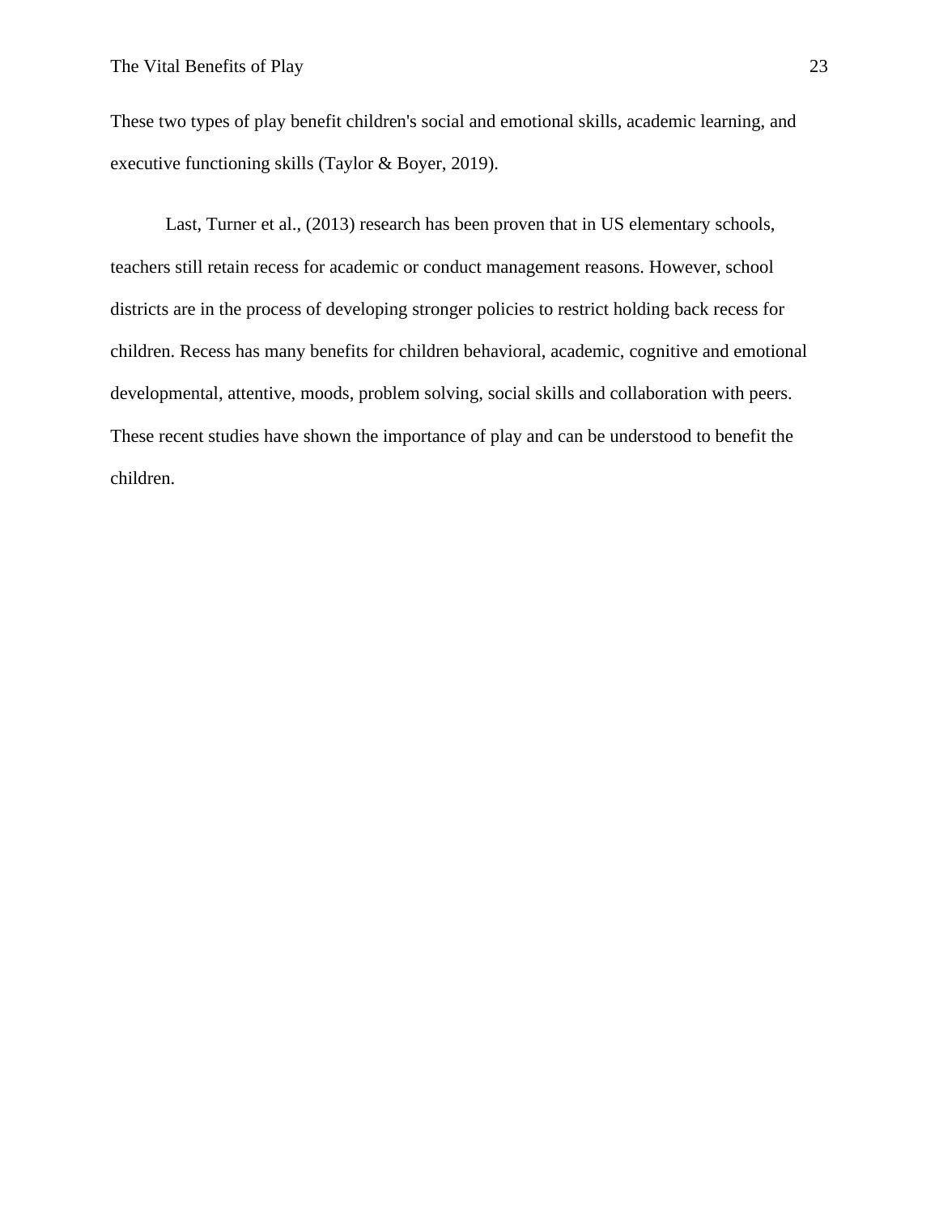These two types of play benefit children's social and emotional skills, academic learning, and executive functioning skills (Taylor & Boyer, 2019).

Last, Turner et al., (2013) research has been proven that in US elementary schools, teachers still retain recess for academic or conduct management reasons. However, school districts are in the process of developing stronger policies to restrict holding back recess for children. Recess has many benefits for children behavioral, academic, cognitive and emotional developmental, attentive, moods, problem solving, social skills and collaboration with peers. These recent studies have shown the importance of play and can be understood to benefit the children.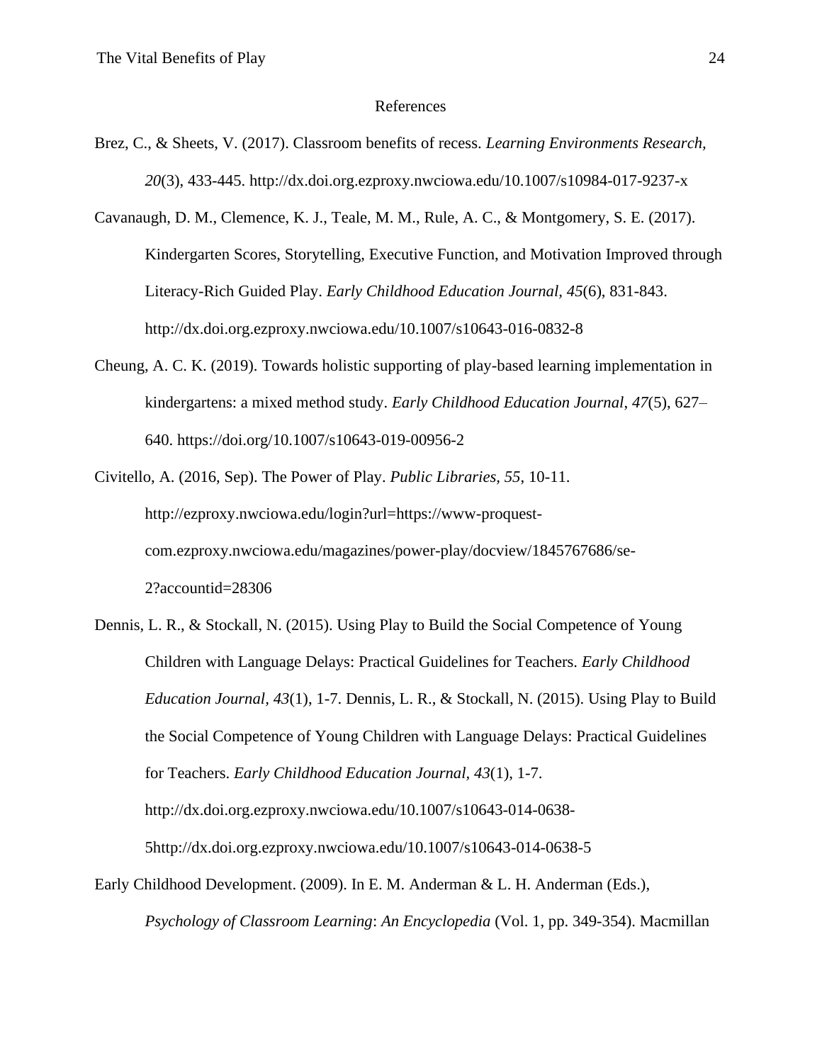# References

Brez, C., & Sheets, V. (2017). Classroom benefits of recess. *Learning Environments Research*, *20*(3), 433-445. http://dx.doi.org.ezproxy.nwciowa.edu/10.1007/s10984-017-9237-x

Cavanaugh, D. M., Clemence, K. J., Teale, M. M., Rule, A. C., & Montgomery, S. E. (2017). Kindergarten Scores, Storytelling, Executive Function, and Motivation Improved through Literacy-Rich Guided Play. *Early Childhood Education Journal*, *45*(6), 831-843. http://dx.doi.org.ezproxy.nwciowa.edu/10.1007/s10643-016-0832-8

Cheung, A. C. K. (2019). Towards holistic supporting of play-based learning implementation in kindergartens: a mixed method study. *Early Childhood Education Journal*, *47*(5), 627–640. https://doi.org/10.1007/s10643-019-00956-2

Civitello, A. (2016, Sep). The Power of Play. *Public Libraries*, *55*, 10-11. http://ezproxy.nwciowa.edu/login?url=https://www-proquest-com.ezproxy.nwciowa.edu/magazines/power-play/docview/1845767686/se-2?accountid=28306

Dennis, L. R., & Stockall, N. (2015). Using Play to Build the Social Competence of Young Children with Language Delays: Practical Guidelines for Teachers. *Early Childhood Education Journal*, *43*(1), 1-7. Dennis, L. R., & Stockall, N. (2015). Using Play to Build the Social Competence of Young Children with Language Delays: Practical Guidelines for Teachers. *Early Childhood Education Journal, 43*(1), 1-7. http://dx.doi.org.ezproxy.nwciowa.edu/10.1007/s10643-014-0638-5http://dx.doi.org.ezproxy.nwciowa.edu/10.1007/s10643-014-0638-5

Early Childhood Development. (2009). In E. M. Anderman & L. H. Anderman (Eds.), *Psychology of Classroom Learning*: *An Encyclopedia* (Vol. 1, pp. 349-354). Macmillan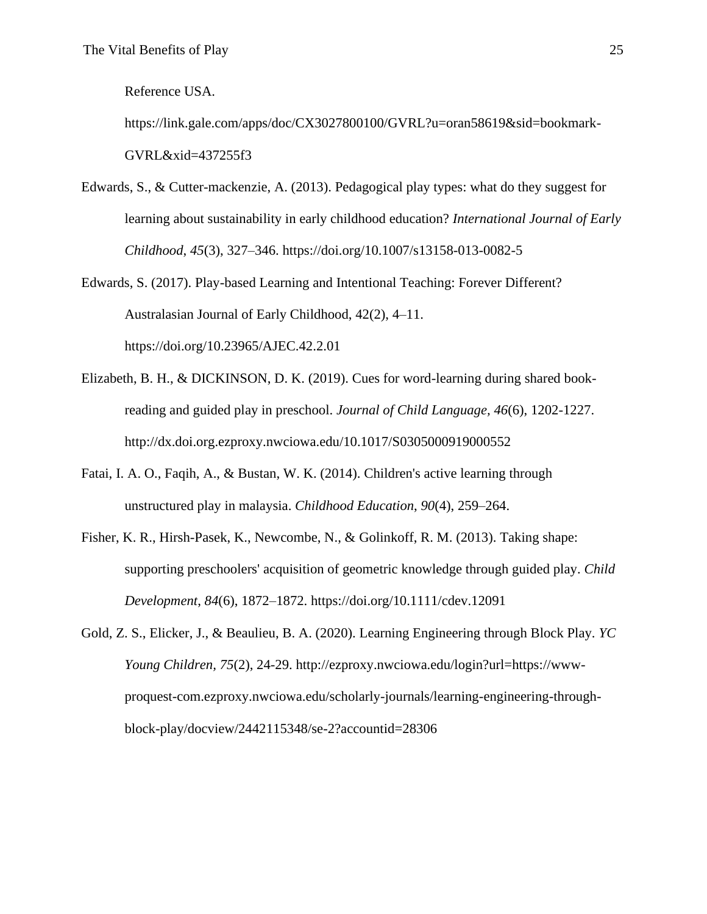Reference USA. https://link.gale.com/apps/doc/CX3027800100/GVRL?u=oran58619&sid=bookmark-GVRL&xid=437255f3

Edwards, S., & Cutter-mackenzie, A. (2013). Pedagogical play types: what do they suggest for learning about sustainability in early childhood education? *International Journal of Early Childhood*, *45*(3), 327–346. https://doi.org/10.1007/s13158-013-0082-5

Edwards, S. (2017). Play-based Learning and Intentional Teaching: Forever Different? Australasian Journal of Early Childhood, 42(2), 4–11. https://doi.org/10.23965/AJEC.42.2.01

Elizabeth, B. H., & DICKINSON, D. K. (2019). Cues for word-learning during shared book-reading and guided play in preschool. *Journal of Child Language*, *46*(6), 1202-1227. http://dx.doi.org.ezproxy.nwciowa.edu/10.1017/S0305000919000552

Fatai, I. A. O., Faqih, A., & Bustan, W. K. (2014). Children's active learning through unstructured play in malaysia. *Childhood Education*, *90*(4), 259–264.

Fisher, K. R., Hirsh-Pasek, K., Newcombe, N., & Golinkoff, R. M. (2013). Taking shape: supporting preschoolers' acquisition of geometric knowledge through guided play. *Child Development*, *84*(6), 1872–1872. https://doi.org/10.1111/cdev.12091

Gold, Z. S., Elicker, J., & Beaulieu, B. A. (2020). Learning Engineering through Block Play. *YC Young Children, 75*(2), 24-29. http://ezproxy.nwciowa.edu/login?url=https://www-proquest-com.ezproxy.nwciowa.edu/scholarly-journals/learning-engineering-through-block-play/docview/2442115348/se-2?accountid=28306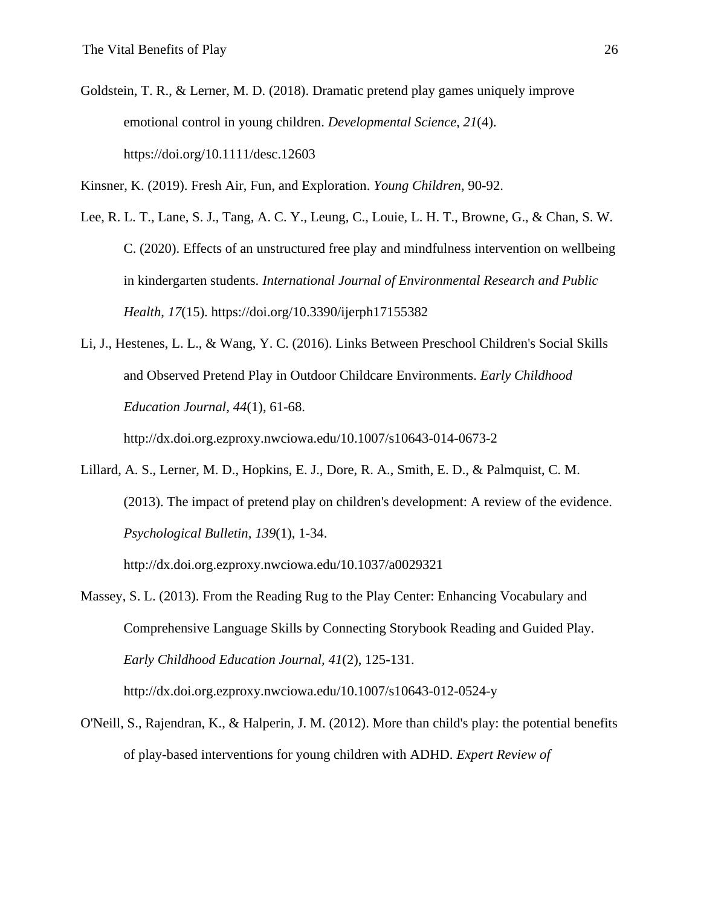Goldstein, T. R., & Lerner, M. D. (2018). Dramatic pretend play games uniquely improve emotional control in young children. *Developmental Science*, *21*(4). https://doi.org/10.1111/desc.12603

Kinsner, K. (2019). Fresh Air, Fun, and Exploration. *Young Children*, 90-92.

Lee, R. L. T., Lane, S. J., Tang, A. C. Y., Leung, C., Louie, L. H. T., Browne, G., & Chan, S. W. C. (2020). Effects of an unstructured free play and mindfulness intervention on wellbeing in kindergarten students. *International Journal of Environmental Research and Public Health*, *17*(15). https://doi.org/10.3390/ijerph17155382

Li, J., Hestenes, L. L., & Wang, Y. C. (2016). Links Between Preschool Children's Social Skills and Observed Pretend Play in Outdoor Childcare Environments. *Early Childhood Education Journal, 44*(1), 61-68. http://dx.doi.org.ezproxy.nwciowa.edu/10.1007/s10643-014-0673-2

Lillard, A. S., Lerner, M. D., Hopkins, E. J., Dore, R. A., Smith, E. D., & Palmquist, C. M. (2013). The impact of pretend play on children's development: A review of the evidence. *Psychological Bulletin*, *139*(1), 1-34. http://dx.doi.org.ezproxy.nwciowa.edu/10.1037/a0029321

Massey, S. L. (2013). From the Reading Rug to the Play Center: Enhancing Vocabulary and Comprehensive Language Skills by Connecting Storybook Reading and Guided Play. *Early Childhood Education Journal, 41*(2), 125-131. http://dx.doi.org.ezproxy.nwciowa.edu/10.1007/s10643-012-0524-y

O'Neill, S., Rajendran, K., & Halperin, J. M. (2012). More than child's play: the potential benefits of play-based interventions for young children with ADHD. *Expert Review of*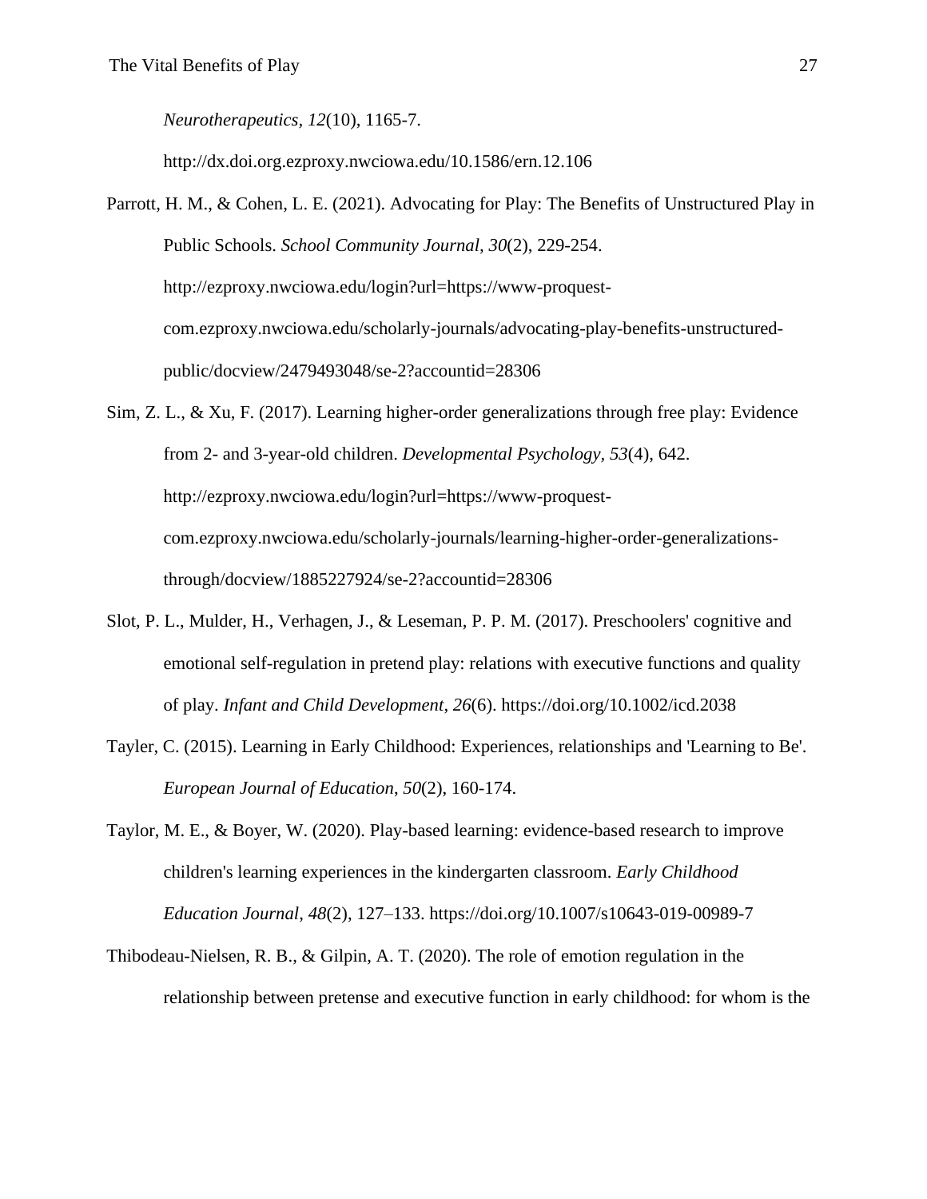*Neurotherapeutics, 12*(10), 1165-7. http://dx.doi.org.ezproxy.nwciowa.edu/10.1586/ern.12.106

Parrott, H. M., & Cohen, L. E. (2021). Advocating for Play: The Benefits of Unstructured Play in Public Schools. *School Community Journal, 30*(2), 229-254. http://ezproxy.nwciowa.edu/login?url=https://www-proquest-com.ezproxy.nwciowa.edu/scholarly-journals/advocating-play-benefits-unstructured-public/docview/2479493048/se-2?accountid=28306

Sim, Z. L., & Xu, F. (2017). Learning higher-order generalizations through free play: Evidence from 2- and 3-year-old children. *Developmental Psychology, 53*(4), 642. http://ezproxy.nwciowa.edu/login?url=https://www-proquest-com.ezproxy.nwciowa.edu/scholarly-journals/learning-higher-order-generalizations-through/docview/1885227924/se-2?accountid=28306

Slot, P. L., Mulder, H., Verhagen, J., & Leseman, P. P. M. (2017). Preschoolers' cognitive and emotional self-regulation in pretend play: relations with executive functions and quality of play. *Infant and Child Development*, *26*(6). https://doi.org/10.1002/icd.2038

Tayler, C. (2015). Learning in Early Childhood: Experiences, relationships and 'Learning to Be'. *European Journal of Education*, *50*(2), 160-174.

Taylor, M. E., & Boyer, W. (2020). Play-based learning: evidence-based research to improve children's learning experiences in the kindergarten classroom. *Early Childhood Education Journal*, *48*(2), 127–133. https://doi.org/10.1007/s10643-019-00989-7

Thibodeau-Nielsen, R. B., & Gilpin, A. T. (2020). The role of emotion regulation in the relationship between pretense and executive function in early childhood: for whom is the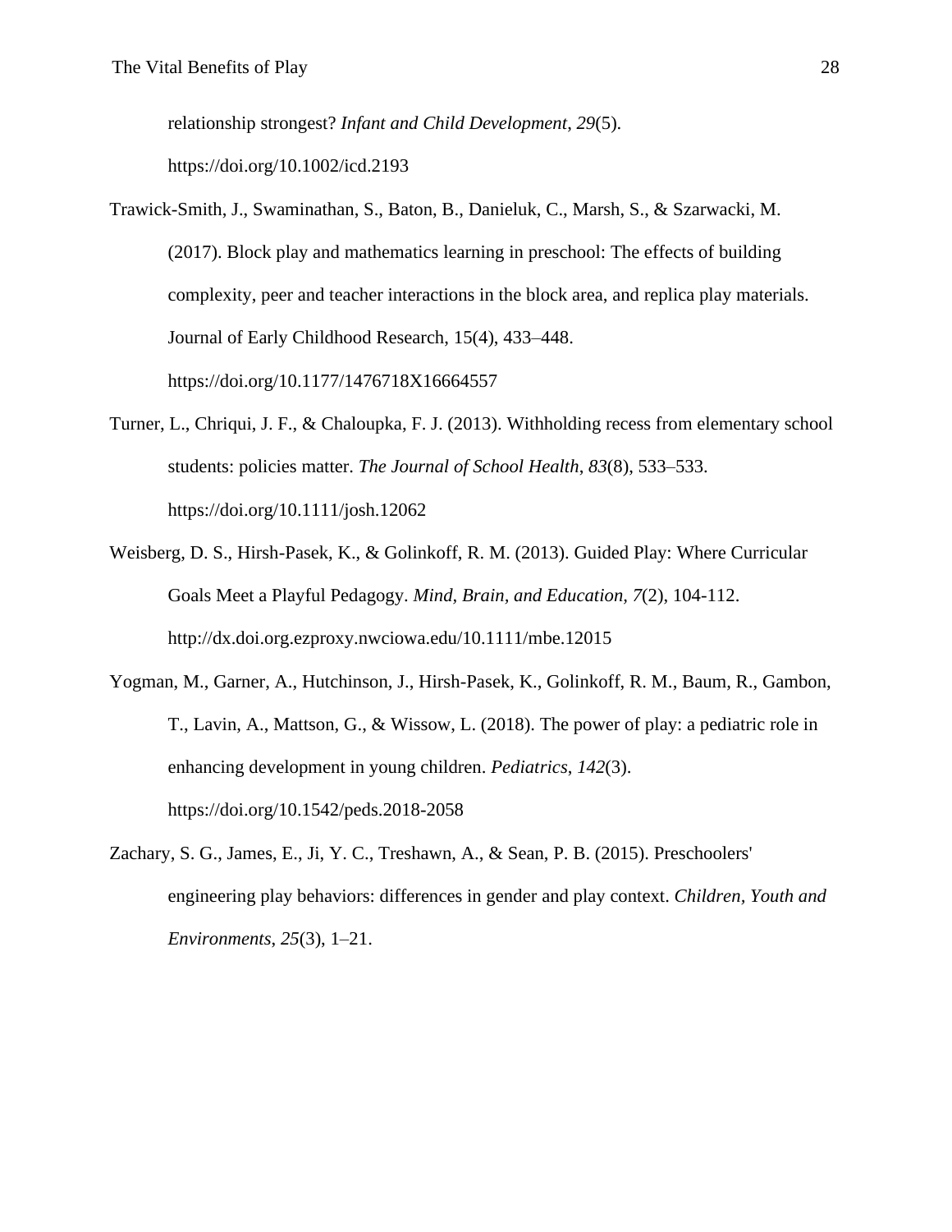relationship strongest? *Infant and Child Development*, *29*(5). https://doi.org/10.1002/icd.2193

Trawick-Smith, J., Swaminathan, S., Baton, B., Danieluk, C., Marsh, S., & Szarwacki, M. (2017). Block play and mathematics learning in preschool: The effects of building complexity, peer and teacher interactions in the block area, and replica play materials. Journal of Early Childhood Research, 15(4), 433–448. https://doi.org/10.1177/1476718X16664557

Turner, L., Chriqui, J. F., & Chaloupka, F. J. (2013). Withholding recess from elementary school students: policies matter. *The Journal of School Health*, *83*(8), 533–533. https://doi.org/10.1111/josh.12062

Weisberg, D. S., Hirsh-Pasek, K., & Golinkoff, R. M. (2013). Guided Play: Where Curricular Goals Meet a Playful Pedagogy. *Mind, Brain, and Education*, *7*(2), 104-112. http://dx.doi.org.ezproxy.nwciowa.edu/10.1111/mbe.12015

Yogman, M., Garner, A., Hutchinson, J., Hirsh-Pasek, K., Golinkoff, R. M., Baum, R., Gambon, T., Lavin, A., Mattson, G., & Wissow, L. (2018). The power of play: a pediatric role in enhancing development in young children. *Pediatrics*, *142*(3). https://doi.org/10.1542/peds.2018-2058

Zachary, S. G., James, E., Ji, Y. C., Treshawn, A., & Sean, P. B. (2015). Preschoolers' engineering play behaviors: differences in gender and play context. *Children, Youth and Environments*, *25*(3), 1–21.